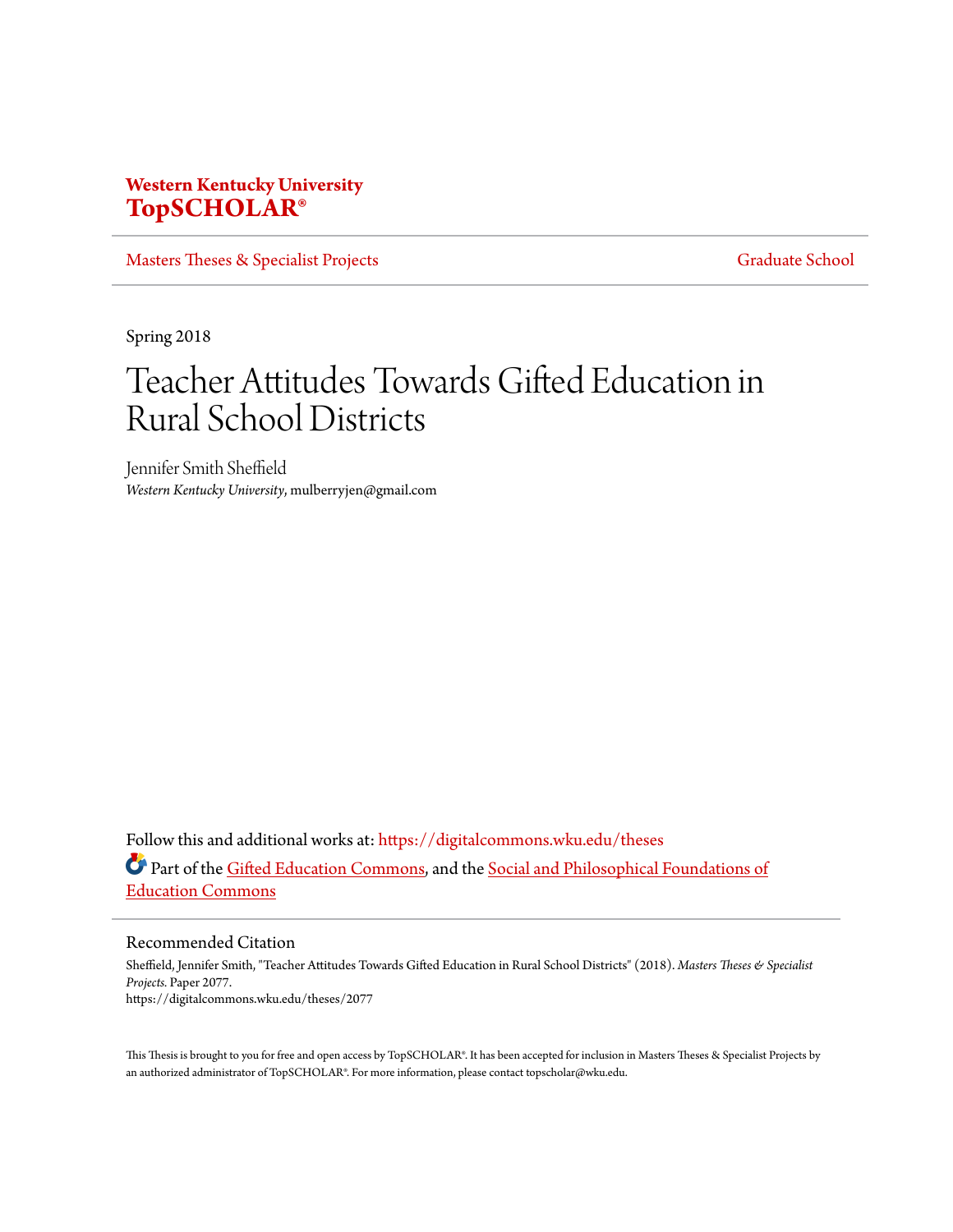**Western Kentucky University**
**TopSCHOLAR®**

Masters Theses & Specialist Projects | Graduate School

Spring 2018

# Teacher Attitudes Towards Gifted Education in Rural School Districts

Jennifer Smith Sheffield
*Western Kentucky University*, mulberryjen@gmail.com

Follow this and additional works at: https://digitalcommons.wku.edu/theses

Part of the Gifted Education Commons, and the Social and Philosophical Foundations of Education Commons

## Recommended Citation

Sheffield, Jennifer Smith, "Teacher Attitudes Towards Gifted Education in Rural School Districts" (2018). *Masters Theses & Specialist Projects.* Paper 2077.
https://digitalcommons.wku.edu/theses/2077

This Thesis is brought to you for free and open access by TopSCHOLAR®. It has been accepted for inclusion in Masters Theses & Specialist Projects by an authorized administrator of TopSCHOLAR®. For more information, please contact topscholar@wku.edu.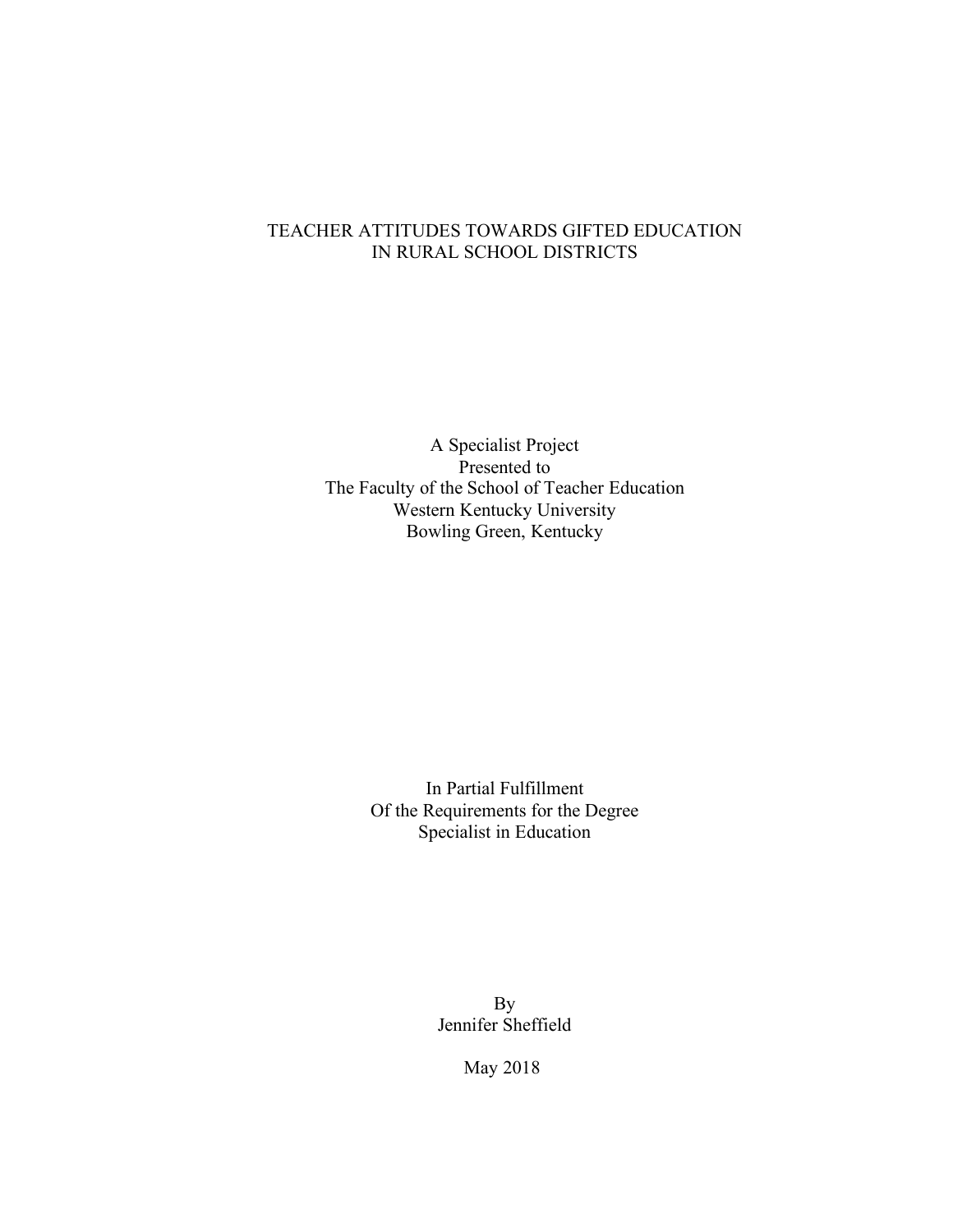# TEACHER ATTITUDES TOWARDS GIFTED EDUCATION IN RURAL SCHOOL DISTRICTS

A Specialist Project
Presented to
The Faculty of the School of Teacher Education
Western Kentucky University
Bowling Green, Kentucky

In Partial Fulfillment
Of the Requirements for the Degree
Specialist in Education

By
Jennifer Sheffield

May 2018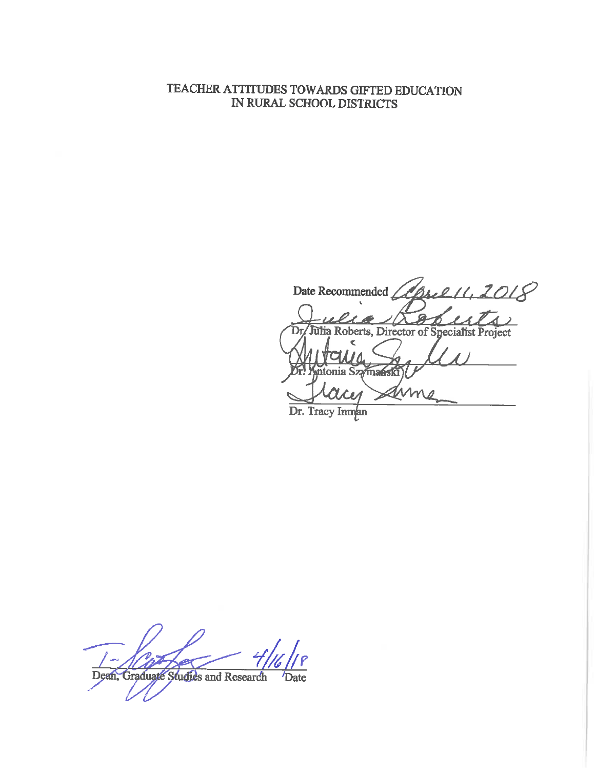# TEACHER ATTITUDES TOWARDS GIFTED EDUCATION IN RURAL SCHOOL DISTRICTS

Date Recommended April 11, 2018

Dr. Julia Roberts, Director of Specialist Project

Dr. Antonia Szymanski

Dr. Tracy Inman

Dean, Graduate Studies and Research    Date 4/16/18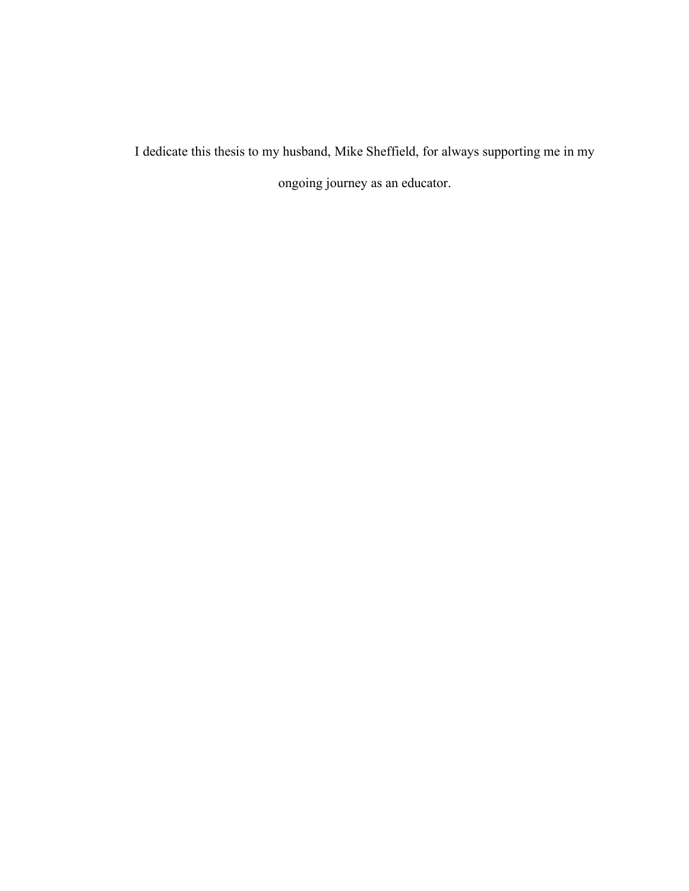I dedicate this thesis to my husband, Mike Sheffield, for always supporting me in my ongoing journey as an educator.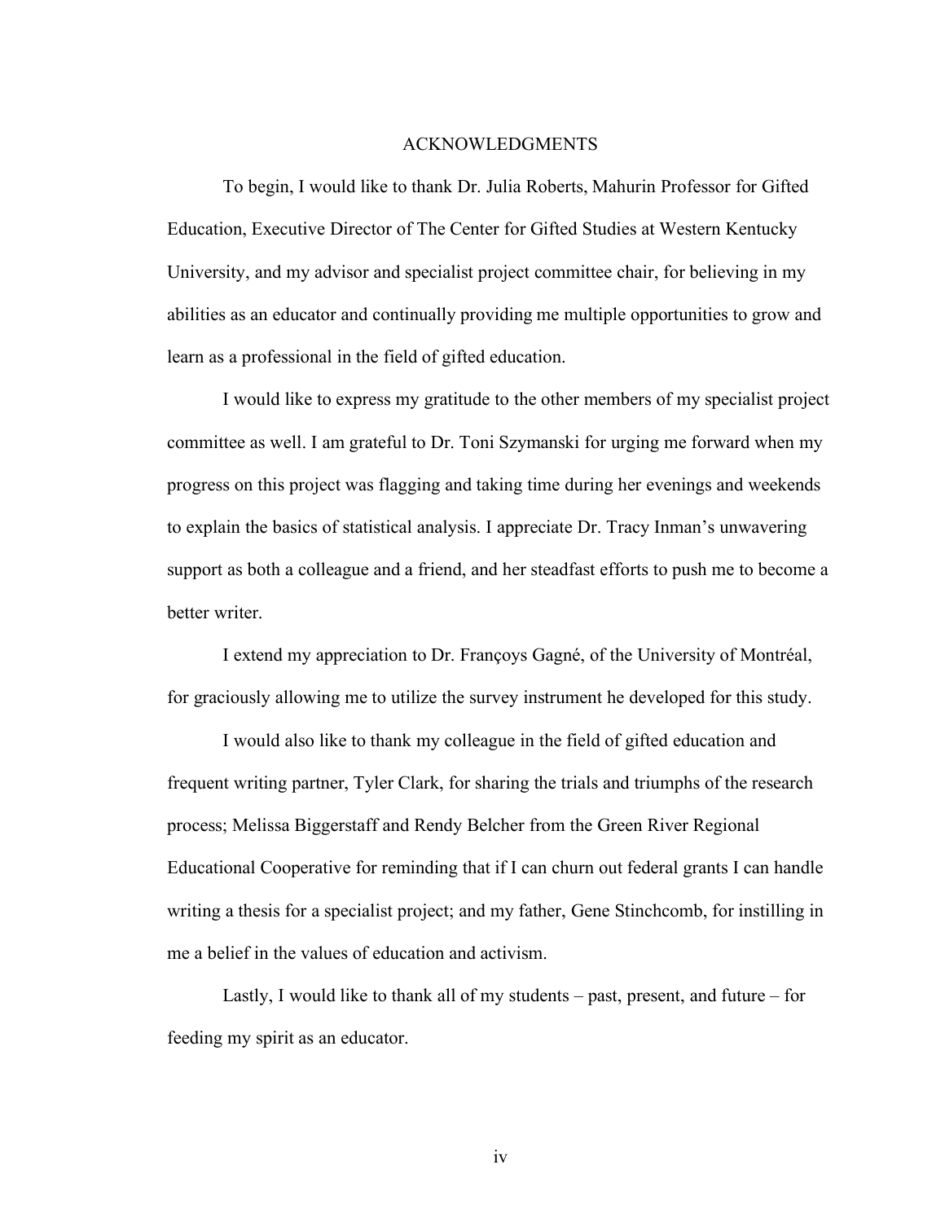# ACKNOWLEDGMENTS

To begin, I would like to thank Dr. Julia Roberts, Mahurin Professor for Gifted Education, Executive Director of The Center for Gifted Studies at Western Kentucky University, and my advisor and specialist project committee chair, for believing in my abilities as an educator and continually providing me multiple opportunities to grow and learn as a professional in the field of gifted education.

I would like to express my gratitude to the other members of my specialist project committee as well. I am grateful to Dr. Toni Szymanski for urging me forward when my progress on this project was flagging and taking time during her evenings and weekends to explain the basics of statistical analysis. I appreciate Dr. Tracy Inman's unwavering support as both a colleague and a friend, and her steadfast efforts to push me to become a better writer.

I extend my appreciation to Dr. Françoys Gagné, of the University of Montréal, for graciously allowing me to utilize the survey instrument he developed for this study.

I would also like to thank my colleague in the field of gifted education and frequent writing partner, Tyler Clark, for sharing the trials and triumphs of the research process; Melissa Biggerstaff and Rendy Belcher from the Green River Regional Educational Cooperative for reminding that if I can churn out federal grants I can handle writing a thesis for a specialist project; and my father, Gene Stinchcomb, for instilling in me a belief in the values of education and activism.

Lastly, I would like to thank all of my students – past, present, and future – for feeding my spirit as an educator.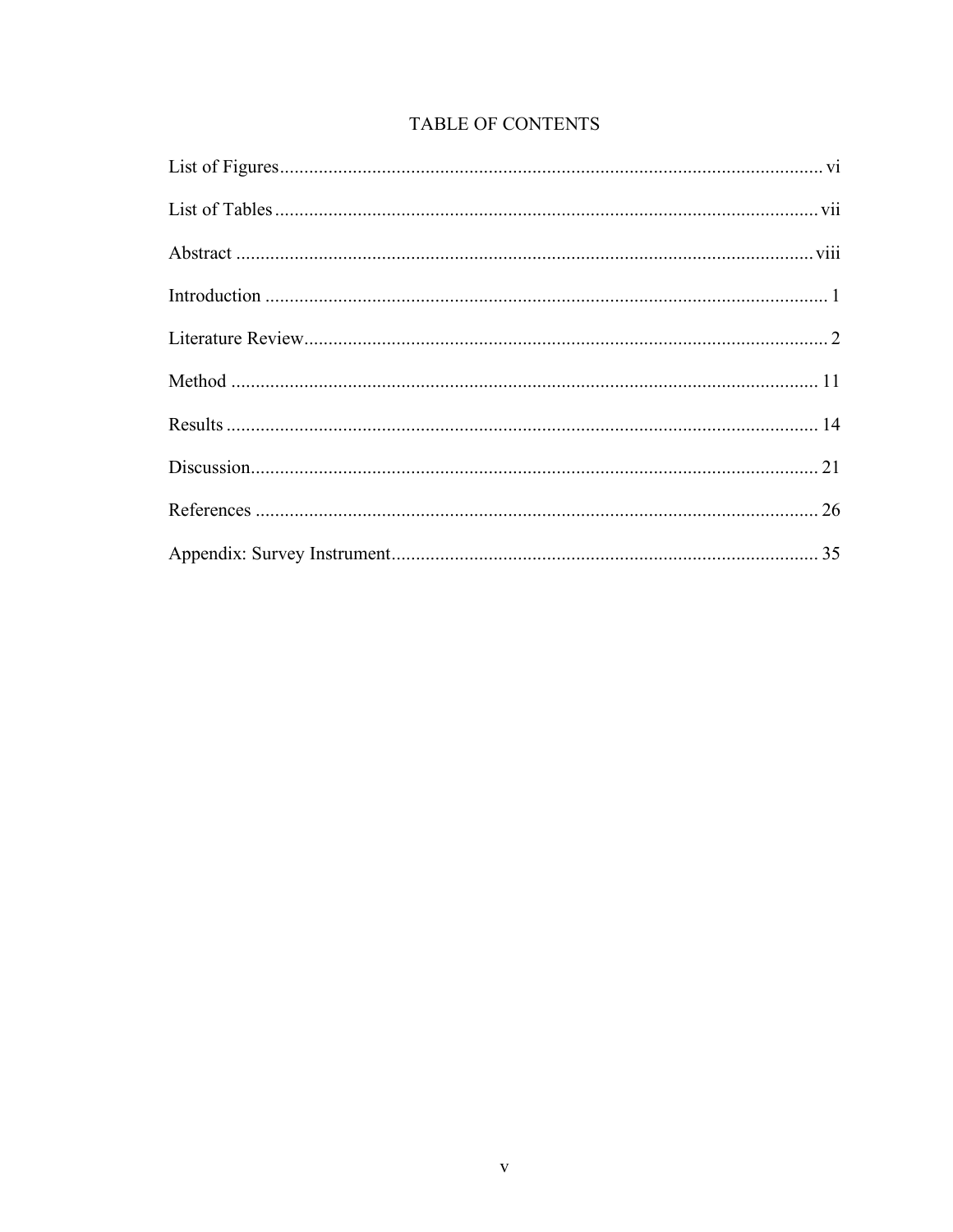# TABLE OF CONTENTS

List of Figures ........................................................................................................ vi

List of Tables ......................................................................................................... vii

Abstract ................................................................................................................. viii

Introduction ............................................................................................................. 1

Literature Review .................................................................................................... 2

Method .................................................................................................................... 11

Results .................................................................................................................... 14

Discussion ............................................................................................................... 21

References .............................................................................................................. 26

Appendix: Survey Instrument ................................................................................ 35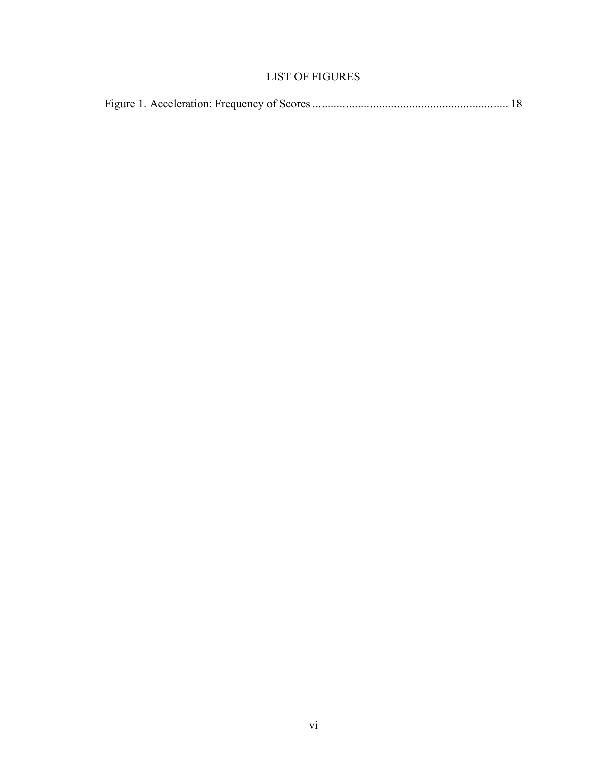# LIST OF FIGURES

Figure 1. Acceleration: Frequency of Scores ................................................................ 18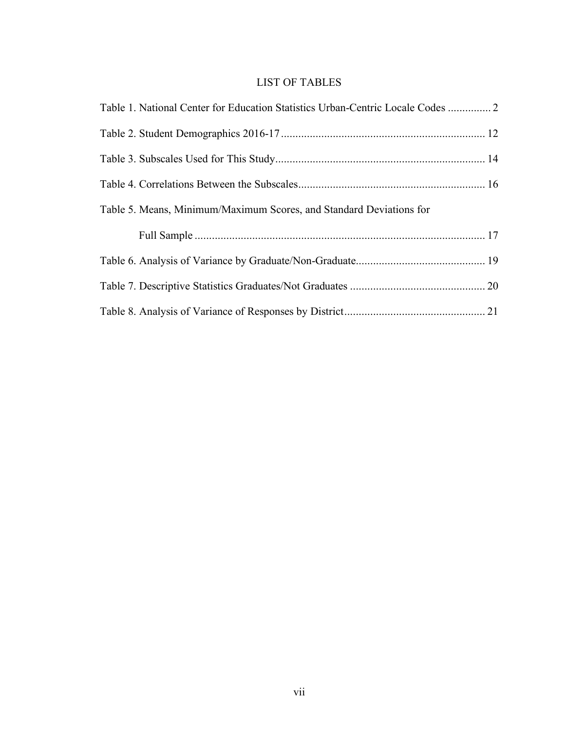# LIST OF TABLES

Table 1. National Center for Education Statistics Urban-Centric Locale Codes ............... 2

Table 2. Student Demographics 2016-17 ....................................................................... 12

Table 3. Subscales Used for This Study ......................................................................... 14

Table 4. Correlations Between the Subscales ................................................................. 16

Table 5. Means, Minimum/Maximum Scores, and Standard Deviations for Full Sample ..................................................................................................... 17

Table 6. Analysis of Variance by Graduate/Non-Graduate ............................................. 19

Table 7. Descriptive Statistics Graduates/Not Graduates ............................................... 20

Table 8. Analysis of Variance of Responses by District ................................................. 21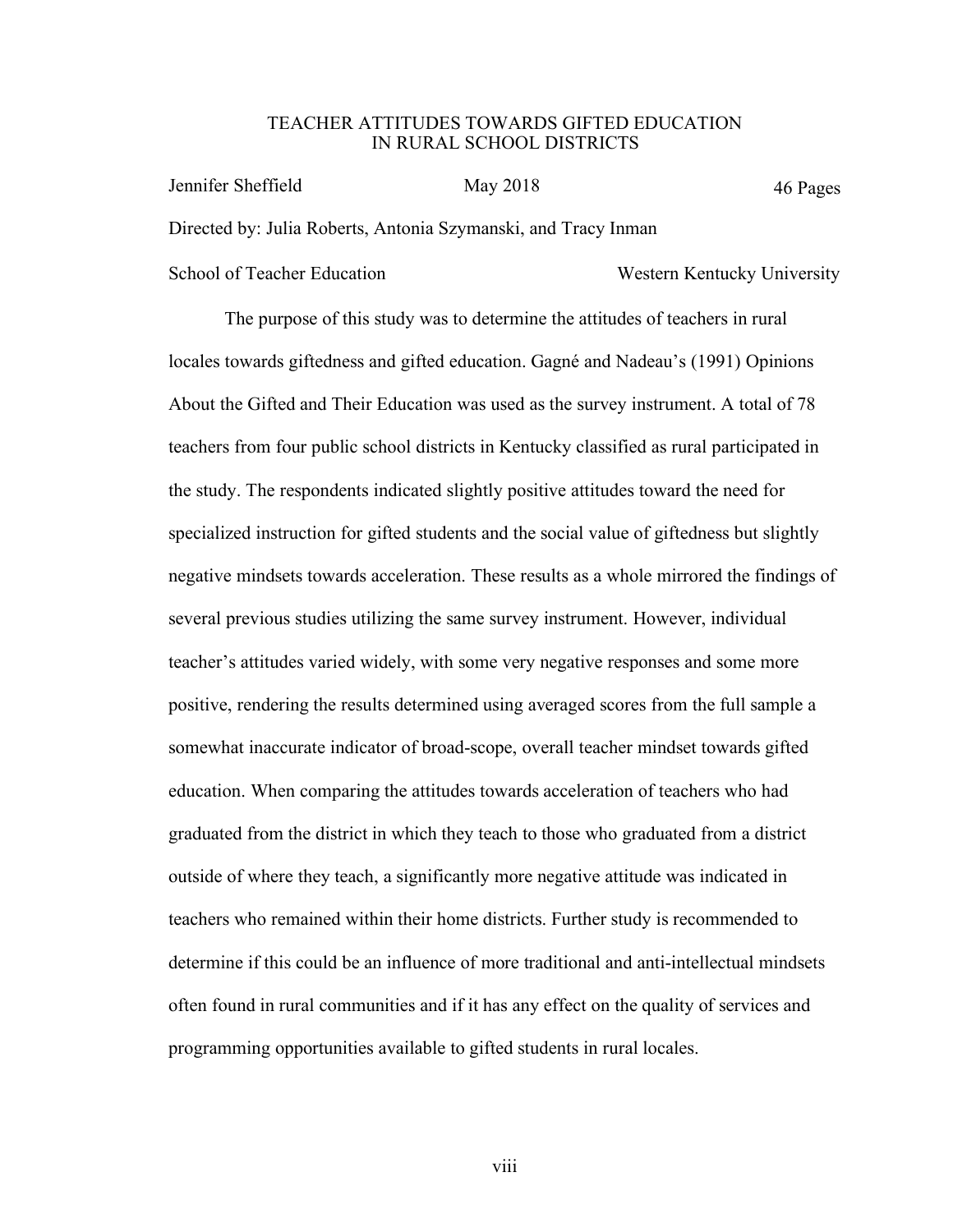TEACHER ATTITUDES TOWARDS GIFTED EDUCATION
IN RURAL SCHOOL DISTRICTS

Jennifer Sheffield May 2018 46 Pages

Directed by: Julia Roberts, Antonia Szymanski, and Tracy Inman

School of Teacher Education Western Kentucky University

The purpose of this study was to determine the attitudes of teachers in rural locales towards giftedness and gifted education. Gagné and Nadeau's (1991) Opinions About the Gifted and Their Education was used as the survey instrument. A total of 78 teachers from four public school districts in Kentucky classified as rural participated in the study. The respondents indicated slightly positive attitudes toward the need for specialized instruction for gifted students and the social value of giftedness but slightly negative mindsets towards acceleration. These results as a whole mirrored the findings of several previous studies utilizing the same survey instrument. However, individual teacher's attitudes varied widely, with some very negative responses and some more positive, rendering the results determined using averaged scores from the full sample a somewhat inaccurate indicator of broad-scope, overall teacher mindset towards gifted education. When comparing the attitudes towards acceleration of teachers who had graduated from the district in which they teach to those who graduated from a district outside of where they teach, a significantly more negative attitude was indicated in teachers who remained within their home districts. Further study is recommended to determine if this could be an influence of more traditional and anti-intellectual mindsets often found in rural communities and if it has any effect on the quality of services and programming opportunities available to gifted students in rural locales.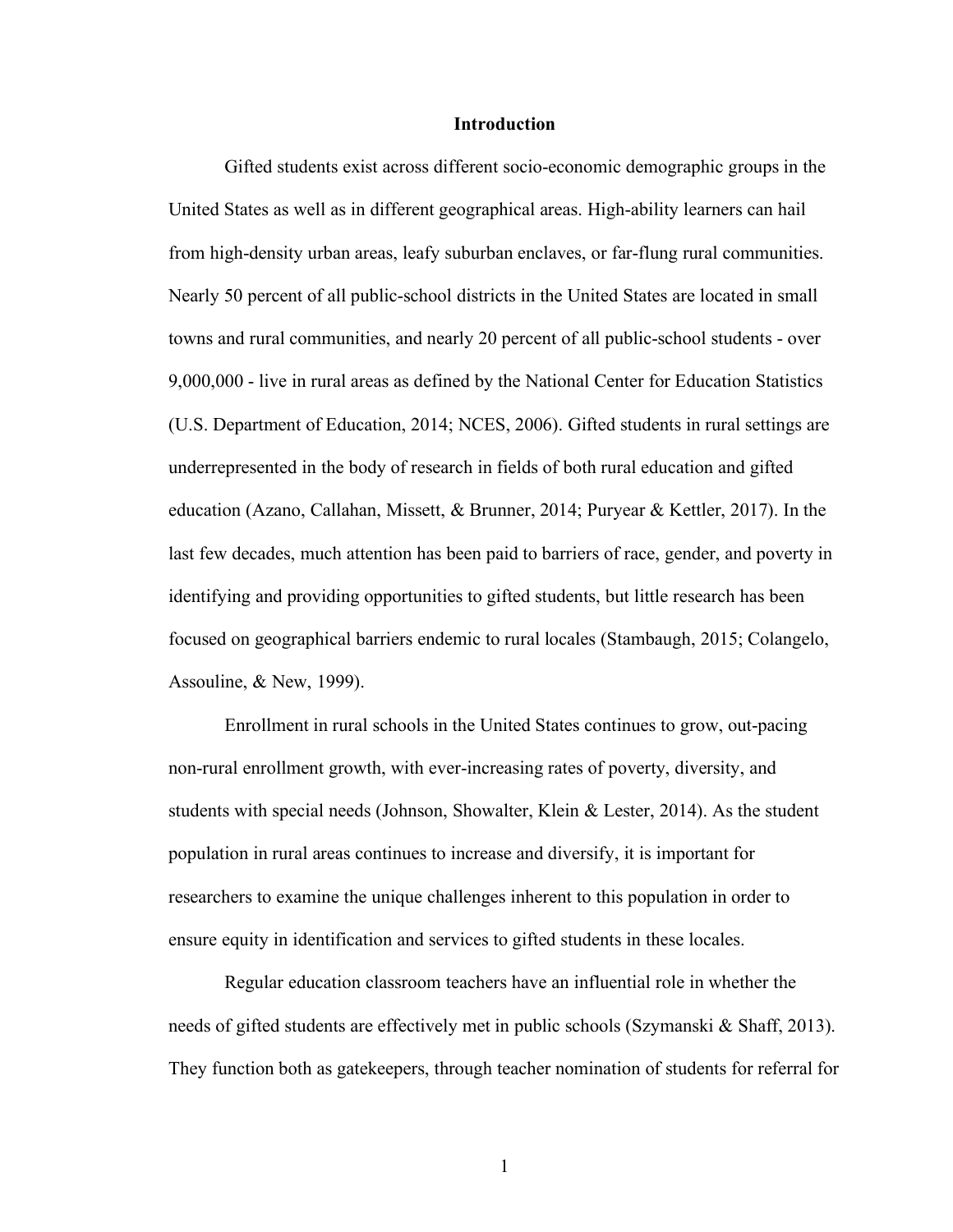# Introduction

Gifted students exist across different socio-economic demographic groups in the United States as well as in different geographical areas. High-ability learners can hail from high-density urban areas, leafy suburban enclaves, or far-flung rural communities. Nearly 50 percent of all public-school districts in the United States are located in small towns and rural communities, and nearly 20 percent of all public-school students - over 9,000,000 - live in rural areas as defined by the National Center for Education Statistics (U.S. Department of Education, 2014; NCES, 2006). Gifted students in rural settings are underrepresented in the body of research in fields of both rural education and gifted education (Azano, Callahan, Missett, & Brunner, 2014; Puryear & Kettler, 2017). In the last few decades, much attention has been paid to barriers of race, gender, and poverty in identifying and providing opportunities to gifted students, but little research has been focused on geographical barriers endemic to rural locales (Stambaugh, 2015; Colangelo, Assouline, & New, 1999).

Enrollment in rural schools in the United States continues to grow, out-pacing non-rural enrollment growth, with ever-increasing rates of poverty, diversity, and students with special needs (Johnson, Showalter, Klein & Lester, 2014). As the student population in rural areas continues to increase and diversify, it is important for researchers to examine the unique challenges inherent to this population in order to ensure equity in identification and services to gifted students in these locales.

Regular education classroom teachers have an influential role in whether the needs of gifted students are effectively met in public schools (Szymanski & Shaff, 2013). They function both as gatekeepers, through teacher nomination of students for referral for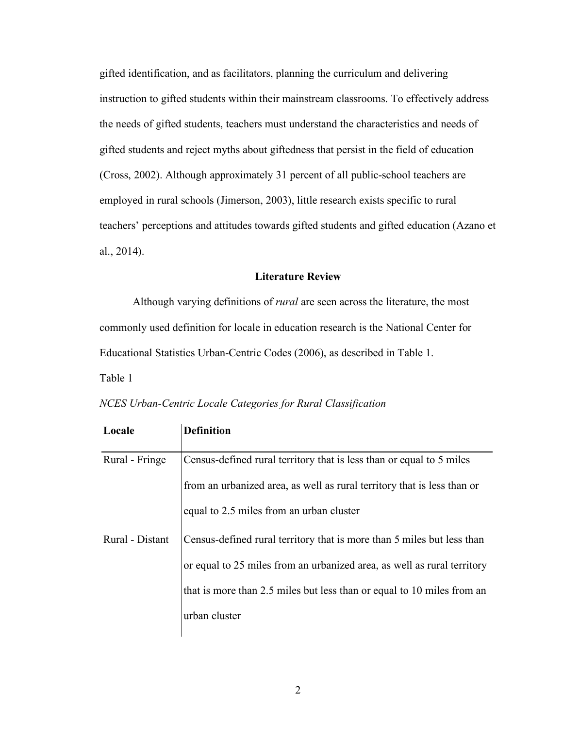gifted identification, and as facilitators, planning the curriculum and delivering instruction to gifted students within their mainstream classrooms. To effectively address the needs of gifted students, teachers must understand the characteristics and needs of gifted students and reject myths about giftedness that persist in the field of education (Cross, 2002). Although approximately 31 percent of all public-school teachers are employed in rural schools (Jimerson, 2003), little research exists specific to rural teachers' perceptions and attitudes towards gifted students and gifted education (Azano et al., 2014).

## Literature Review

Although varying definitions of *rural* are seen across the literature, the most commonly used definition for locale in education research is the National Center for Educational Statistics Urban-Centric Codes (2006), as described in Table 1.

Table 1

*NCES Urban-Centric Locale Categories for Rural Classification*

| Locale | Definition |
|---|---|
| Rural - Fringe | Census-defined rural territory that is less than or equal to 5 miles from an urbanized area, as well as rural territory that is less than or equal to 2.5 miles from an urban cluster |
| Rural - Distant | Census-defined rural territory that is more than 5 miles but less than or equal to 25 miles from an urbanized area, as well as rural territory that is more than 2.5 miles but less than or equal to 10 miles from an urban cluster |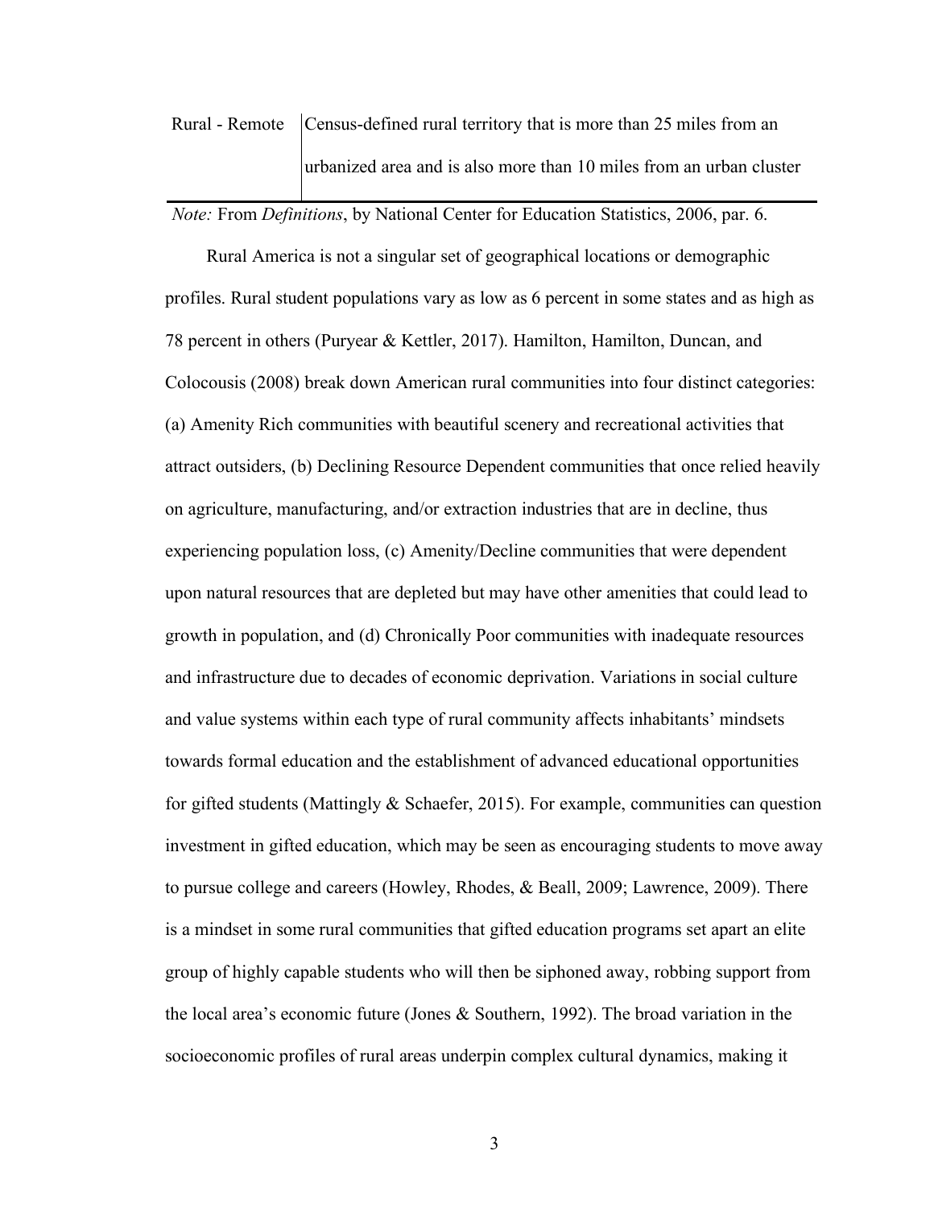| | |
|---|---|
| Rural - Remote | Census-defined rural territory that is more than 25 miles from an urbanized area and is also more than 10 miles from an urban cluster |

*Note:* From *Definitions*, by National Center for Education Statistics, 2006, par. 6.

Rural America is not a singular set of geographical locations or demographic profiles. Rural student populations vary as low as 6 percent in some states and as high as 78 percent in others (Puryear & Kettler, 2017). Hamilton, Hamilton, Duncan, and Colocousis (2008) break down American rural communities into four distinct categories: (a) Amenity Rich communities with beautiful scenery and recreational activities that attract outsiders, (b) Declining Resource Dependent communities that once relied heavily on agriculture, manufacturing, and/or extraction industries that are in decline, thus experiencing population loss, (c) Amenity/Decline communities that were dependent upon natural resources that are depleted but may have other amenities that could lead to growth in population, and (d) Chronically Poor communities with inadequate resources and infrastructure due to decades of economic deprivation. Variations in social culture and value systems within each type of rural community affects inhabitants' mindsets towards formal education and the establishment of advanced educational opportunities for gifted students (Mattingly & Schaefer, 2015). For example, communities can question investment in gifted education, which may be seen as encouraging students to move away to pursue college and careers (Howley, Rhodes, & Beall, 2009; Lawrence, 2009). There is a mindset in some rural communities that gifted education programs set apart an elite group of highly capable students who will then be siphoned away, robbing support from the local area's economic future (Jones & Southern, 1992). The broad variation in the socioeconomic profiles of rural areas underpin complex cultural dynamics, making it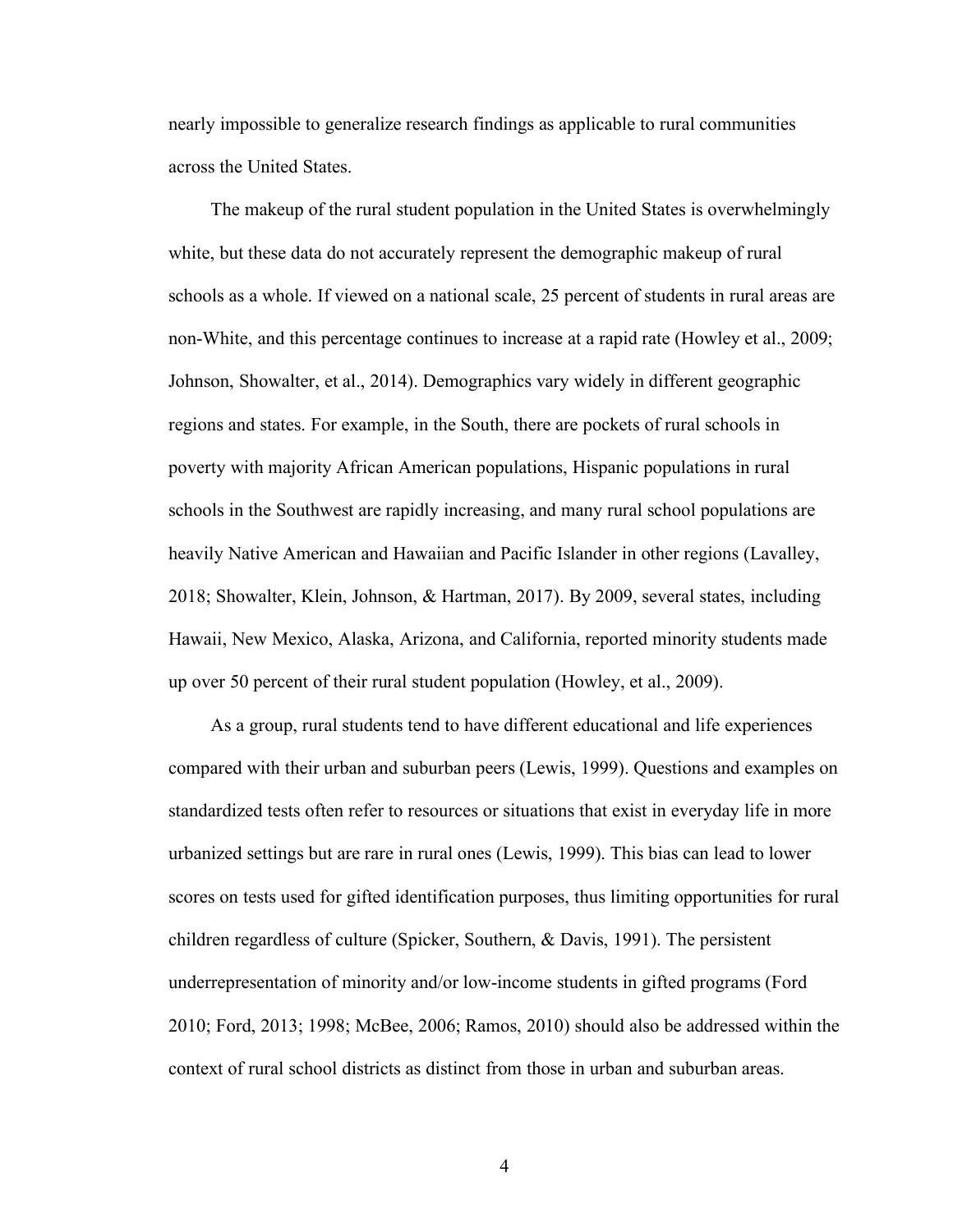nearly impossible to generalize research findings as applicable to rural communities across the United States.

The makeup of the rural student population in the United States is overwhelmingly white, but these data do not accurately represent the demographic makeup of rural schools as a whole. If viewed on a national scale, 25 percent of students in rural areas are non-White, and this percentage continues to increase at a rapid rate (Howley et al., 2009; Johnson, Showalter, et al., 2014). Demographics vary widely in different geographic regions and states. For example, in the South, there are pockets of rural schools in poverty with majority African American populations, Hispanic populations in rural schools in the Southwest are rapidly increasing, and many rural school populations are heavily Native American and Hawaiian and Pacific Islander in other regions (Lavalley, 2018; Showalter, Klein, Johnson, & Hartman, 2017). By 2009, several states, including Hawaii, New Mexico, Alaska, Arizona, and California, reported minority students made up over 50 percent of their rural student population (Howley, et al., 2009).

As a group, rural students tend to have different educational and life experiences compared with their urban and suburban peers (Lewis, 1999). Questions and examples on standardized tests often refer to resources or situations that exist in everyday life in more urbanized settings but are rare in rural ones (Lewis, 1999). This bias can lead to lower scores on tests used for gifted identification purposes, thus limiting opportunities for rural children regardless of culture (Spicker, Southern, & Davis, 1991). The persistent underrepresentation of minority and/or low-income students in gifted programs (Ford 2010; Ford, 2013; 1998; McBee, 2006; Ramos, 2010) should also be addressed within the context of rural school districts as distinct from those in urban and suburban areas.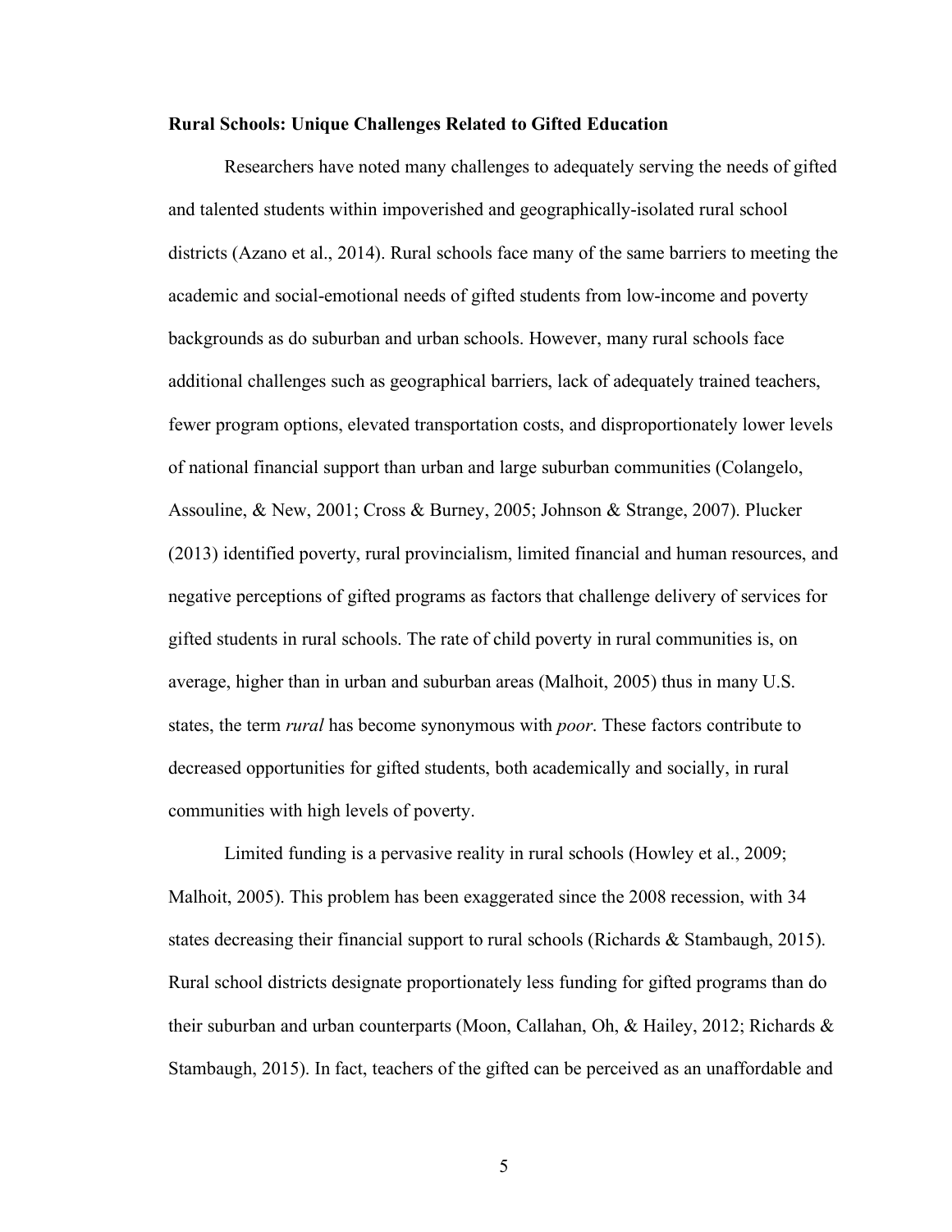**Rural Schools: Unique Challenges Related to Gifted Education**

Researchers have noted many challenges to adequately serving the needs of gifted and talented students within impoverished and geographically-isolated rural school districts (Azano et al., 2014). Rural schools face many of the same barriers to meeting the academic and social-emotional needs of gifted students from low-income and poverty backgrounds as do suburban and urban schools. However, many rural schools face additional challenges such as geographical barriers, lack of adequately trained teachers, fewer program options, elevated transportation costs, and disproportionately lower levels of national financial support than urban and large suburban communities (Colangelo, Assouline, & New, 2001; Cross & Burney, 2005; Johnson & Strange, 2007). Plucker (2013) identified poverty, rural provincialism, limited financial and human resources, and negative perceptions of gifted programs as factors that challenge delivery of services for gifted students in rural schools. The rate of child poverty in rural communities is, on average, higher than in urban and suburban areas (Malhoit, 2005) thus in many U.S. states, the term *rural* has become synonymous with *poor*. These factors contribute to decreased opportunities for gifted students, both academically and socially, in rural communities with high levels of poverty.

Limited funding is a pervasive reality in rural schools (Howley et al., 2009; Malhoit, 2005). This problem has been exaggerated since the 2008 recession, with 34 states decreasing their financial support to rural schools (Richards & Stambaugh, 2015). Rural school districts designate proportionately less funding for gifted programs than do their suburban and urban counterparts (Moon, Callahan, Oh, & Hailey, 2012; Richards & Stambaugh, 2015). In fact, teachers of the gifted can be perceived as an unaffordable and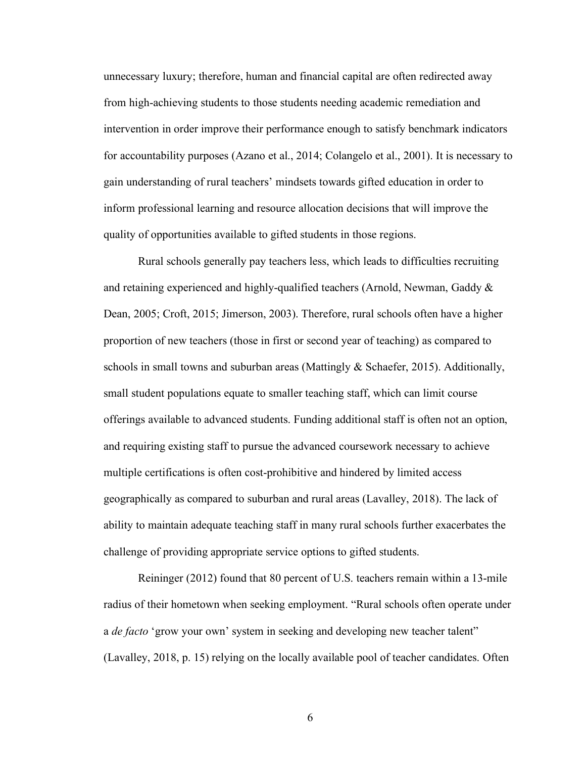unnecessary luxury; therefore, human and financial capital are often redirected away from high-achieving students to those students needing academic remediation and intervention in order improve their performance enough to satisfy benchmark indicators for accountability purposes (Azano et al., 2014; Colangelo et al., 2001). It is necessary to gain understanding of rural teachers' mindsets towards gifted education in order to inform professional learning and resource allocation decisions that will improve the quality of opportunities available to gifted students in those regions.

Rural schools generally pay teachers less, which leads to difficulties recruiting and retaining experienced and highly-qualified teachers (Arnold, Newman, Gaddy & Dean, 2005; Croft, 2015; Jimerson, 2003). Therefore, rural schools often have a higher proportion of new teachers (those in first or second year of teaching) as compared to schools in small towns and suburban areas (Mattingly & Schaefer, 2015). Additionally, small student populations equate to smaller teaching staff, which can limit course offerings available to advanced students. Funding additional staff is often not an option, and requiring existing staff to pursue the advanced coursework necessary to achieve multiple certifications is often cost-prohibitive and hindered by limited access geographically as compared to suburban and rural areas (Lavalley, 2018). The lack of ability to maintain adequate teaching staff in many rural schools further exacerbates the challenge of providing appropriate service options to gifted students.

Reininger (2012) found that 80 percent of U.S. teachers remain within a 13-mile radius of their hometown when seeking employment. "Rural schools often operate under a *de facto* 'grow your own' system in seeking and developing new teacher talent" (Lavalley, 2018, p. 15) relying on the locally available pool of teacher candidates. Often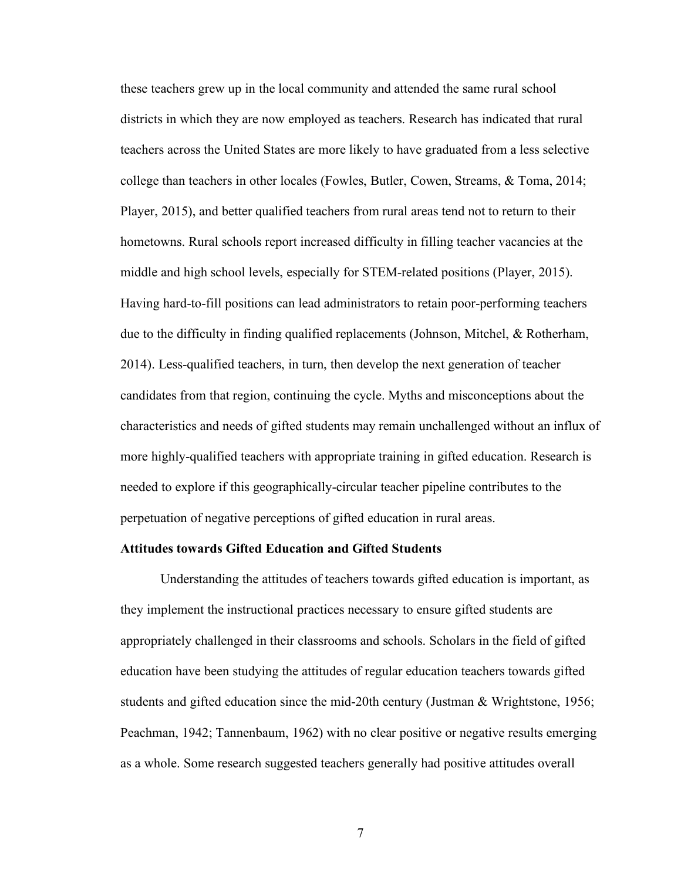these teachers grew up in the local community and attended the same rural school districts in which they are now employed as teachers. Research has indicated that rural teachers across the United States are more likely to have graduated from a less selective college than teachers in other locales (Fowles, Butler, Cowen, Streams, & Toma, 2014; Player, 2015), and better qualified teachers from rural areas tend not to return to their hometowns. Rural schools report increased difficulty in filling teacher vacancies at the middle and high school levels, especially for STEM-related positions (Player, 2015). Having hard-to-fill positions can lead administrators to retain poor-performing teachers due to the difficulty in finding qualified replacements (Johnson, Mitchel, & Rotherham, 2014). Less-qualified teachers, in turn, then develop the next generation of teacher candidates from that region, continuing the cycle. Myths and misconceptions about the characteristics and needs of gifted students may remain unchallenged without an influx of more highly-qualified teachers with appropriate training in gifted education. Research is needed to explore if this geographically-circular teacher pipeline contributes to the perpetuation of negative perceptions of gifted education in rural areas.

### Attitudes towards Gifted Education and Gifted Students

Understanding the attitudes of teachers towards gifted education is important, as they implement the instructional practices necessary to ensure gifted students are appropriately challenged in their classrooms and schools. Scholars in the field of gifted education have been studying the attitudes of regular education teachers towards gifted students and gifted education since the mid-20th century (Justman & Wrightstone, 1956; Peachman, 1942; Tannenbaum, 1962) with no clear positive or negative results emerging as a whole. Some research suggested teachers generally had positive attitudes overall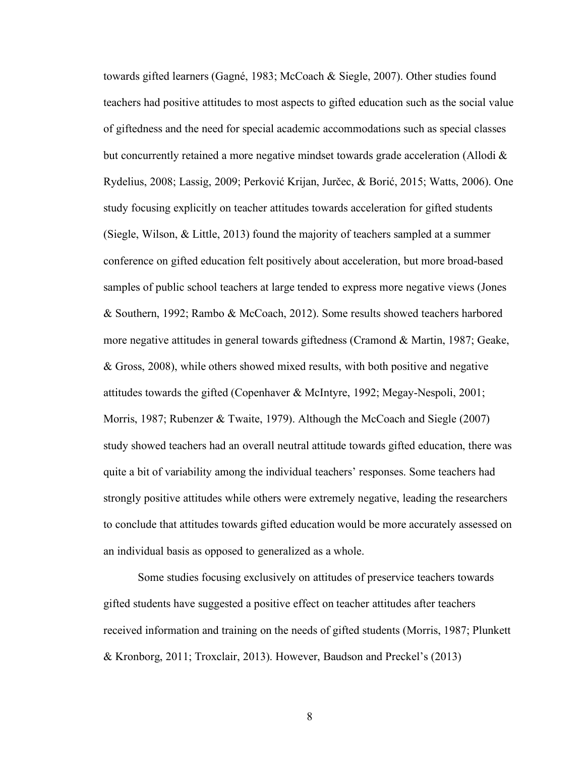towards gifted learners (Gagné, 1983; McCoach & Siegle, 2007). Other studies found teachers had positive attitudes to most aspects to gifted education such as the social value of giftedness and the need for special academic accommodations such as special classes but concurrently retained a more negative mindset towards grade acceleration (Allodi & Rydelius, 2008; Lassig, 2009; Perković Krijan, Jurčec, & Borić, 2015; Watts, 2006). One study focusing explicitly on teacher attitudes towards acceleration for gifted students (Siegle, Wilson, & Little, 2013) found the majority of teachers sampled at a summer conference on gifted education felt positively about acceleration, but more broad-based samples of public school teachers at large tended to express more negative views (Jones & Southern, 1992; Rambo & McCoach, 2012). Some results showed teachers harbored more negative attitudes in general towards giftedness (Cramond & Martin, 1987; Geake, & Gross, 2008), while others showed mixed results, with both positive and negative attitudes towards the gifted (Copenhaver & McIntyre, 1992; Megay-Nespoli, 2001; Morris, 1987; Rubenzer & Twaite, 1979). Although the McCoach and Siegle (2007) study showed teachers had an overall neutral attitude towards gifted education, there was quite a bit of variability among the individual teachers' responses. Some teachers had strongly positive attitudes while others were extremely negative, leading the researchers to conclude that attitudes towards gifted education would be more accurately assessed on an individual basis as opposed to generalized as a whole.

Some studies focusing exclusively on attitudes of preservice teachers towards gifted students have suggested a positive effect on teacher attitudes after teachers received information and training on the needs of gifted students (Morris, 1987; Plunkett & Kronborg, 2011; Troxclair, 2013). However, Baudson and Preckel's (2013)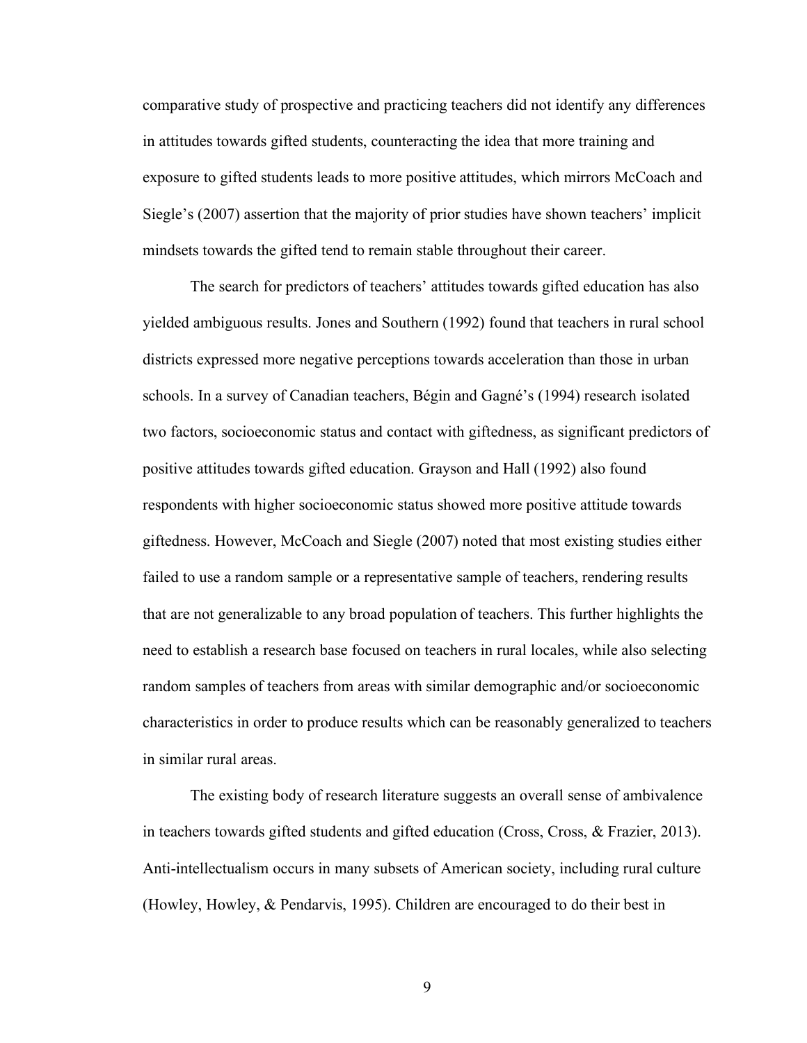comparative study of prospective and practicing teachers did not identify any differences in attitudes towards gifted students, counteracting the idea that more training and exposure to gifted students leads to more positive attitudes, which mirrors McCoach and Siegle's (2007) assertion that the majority of prior studies have shown teachers' implicit mindsets towards the gifted tend to remain stable throughout their career.

The search for predictors of teachers' attitudes towards gifted education has also yielded ambiguous results. Jones and Southern (1992) found that teachers in rural school districts expressed more negative perceptions towards acceleration than those in urban schools. In a survey of Canadian teachers, Bégin and Gagné's (1994) research isolated two factors, socioeconomic status and contact with giftedness, as significant predictors of positive attitudes towards gifted education. Grayson and Hall (1992) also found respondents with higher socioeconomic status showed more positive attitude towards giftedness. However, McCoach and Siegle (2007) noted that most existing studies either failed to use a random sample or a representative sample of teachers, rendering results that are not generalizable to any broad population of teachers. This further highlights the need to establish a research base focused on teachers in rural locales, while also selecting random samples of teachers from areas with similar demographic and/or socioeconomic characteristics in order to produce results which can be reasonably generalized to teachers in similar rural areas.

The existing body of research literature suggests an overall sense of ambivalence in teachers towards gifted students and gifted education (Cross, Cross, & Frazier, 2013). Anti-intellectualism occurs in many subsets of American society, including rural culture (Howley, Howley, & Pendarvis, 1995). Children are encouraged to do their best in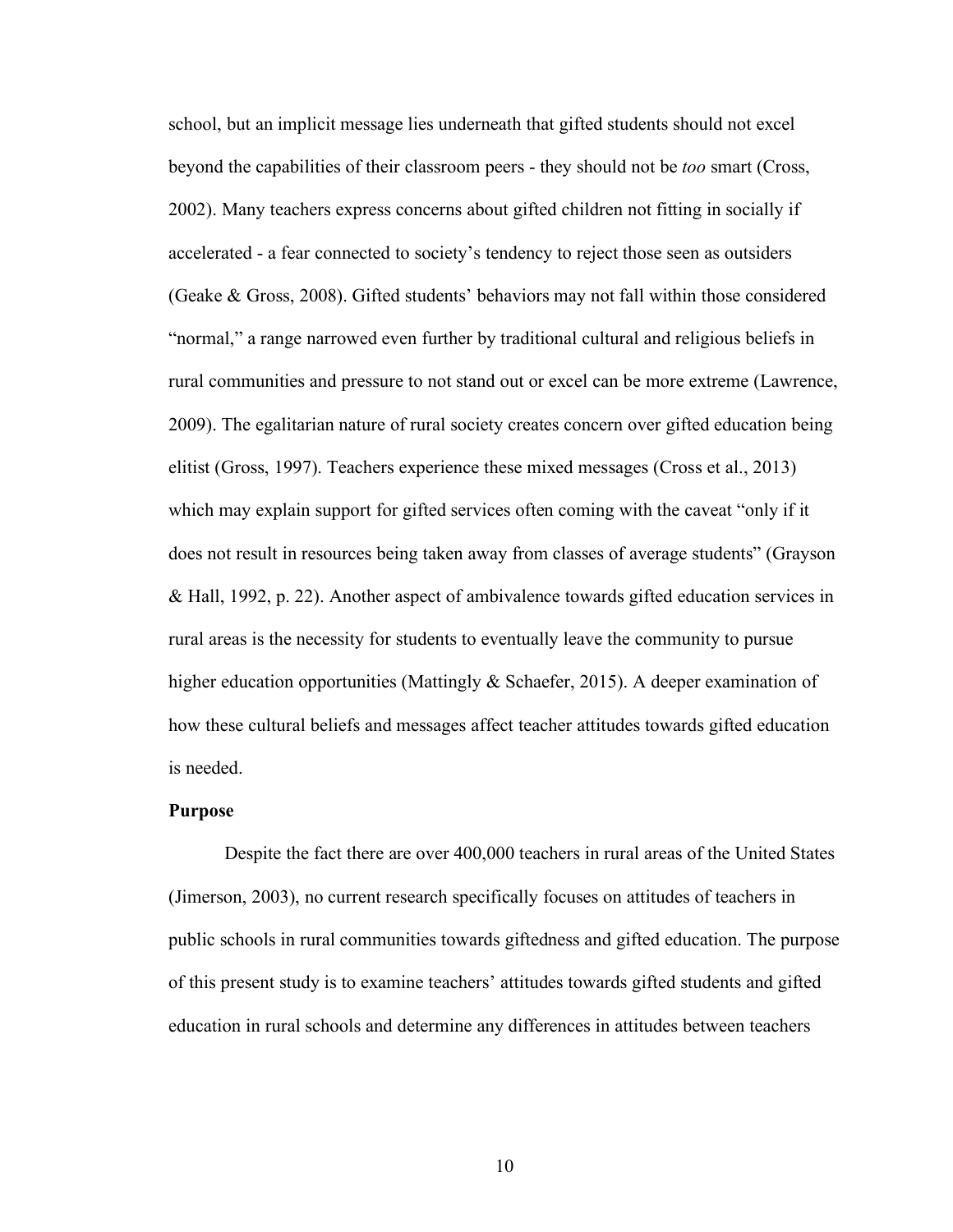school, but an implicit message lies underneath that gifted students should not excel beyond the capabilities of their classroom peers - they should not be *too* smart (Cross, 2002). Many teachers express concerns about gifted children not fitting in socially if accelerated - a fear connected to society's tendency to reject those seen as outsiders (Geake & Gross, 2008). Gifted students' behaviors may not fall within those considered "normal," a range narrowed even further by traditional cultural and religious beliefs in rural communities and pressure to not stand out or excel can be more extreme (Lawrence, 2009). The egalitarian nature of rural society creates concern over gifted education being elitist (Gross, 1997). Teachers experience these mixed messages (Cross et al., 2013) which may explain support for gifted services often coming with the caveat "only if it does not result in resources being taken away from classes of average students" (Grayson & Hall, 1992, p. 22). Another aspect of ambivalence towards gifted education services in rural areas is the necessity for students to eventually leave the community to pursue higher education opportunities (Mattingly & Schaefer, 2015). A deeper examination of how these cultural beliefs and messages affect teacher attitudes towards gifted education is needed.

**Purpose**

Despite the fact there are over 400,000 teachers in rural areas of the United States (Jimerson, 2003), no current research specifically focuses on attitudes of teachers in public schools in rural communities towards giftedness and gifted education. The purpose of this present study is to examine teachers' attitudes towards gifted students and gifted education in rural schools and determine any differences in attitudes between teachers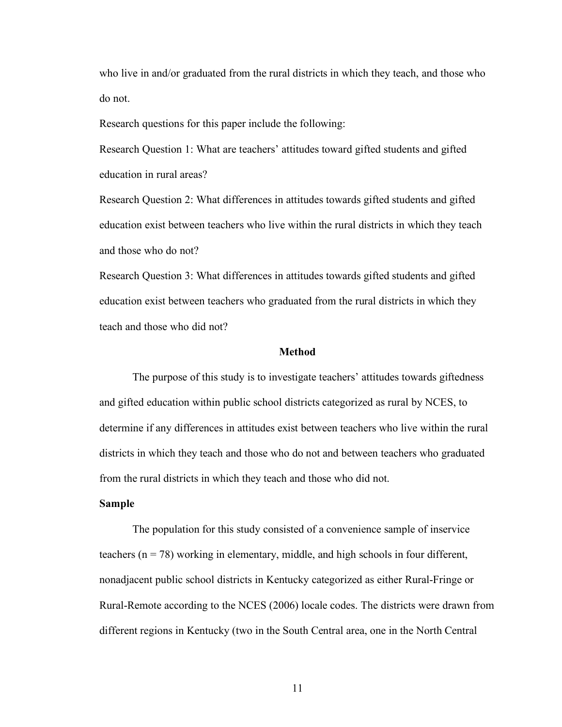who live in and/or graduated from the rural districts in which they teach, and those who do not.

Research questions for this paper include the following:

Research Question 1: What are teachers' attitudes toward gifted students and gifted education in rural areas?

Research Question 2: What differences in attitudes towards gifted students and gifted education exist between teachers who live within the rural districts in which they teach and those who do not?

Research Question 3: What differences in attitudes towards gifted students and gifted education exist between teachers who graduated from the rural districts in which they teach and those who did not?

## Method

The purpose of this study is to investigate teachers' attitudes towards giftedness and gifted education within public school districts categorized as rural by NCES, to determine if any differences in attitudes exist between teachers who live within the rural districts in which they teach and those who do not and between teachers who graduated from the rural districts in which they teach and those who did not.

### Sample

The population for this study consisted of a convenience sample of inservice teachers ($n = 78$) working in elementary, middle, and high schools in four different, nonadjacent public school districts in Kentucky categorized as either Rural-Fringe or Rural-Remote according to the NCES (2006) locale codes. The districts were drawn from different regions in Kentucky (two in the South Central area, one in the North Central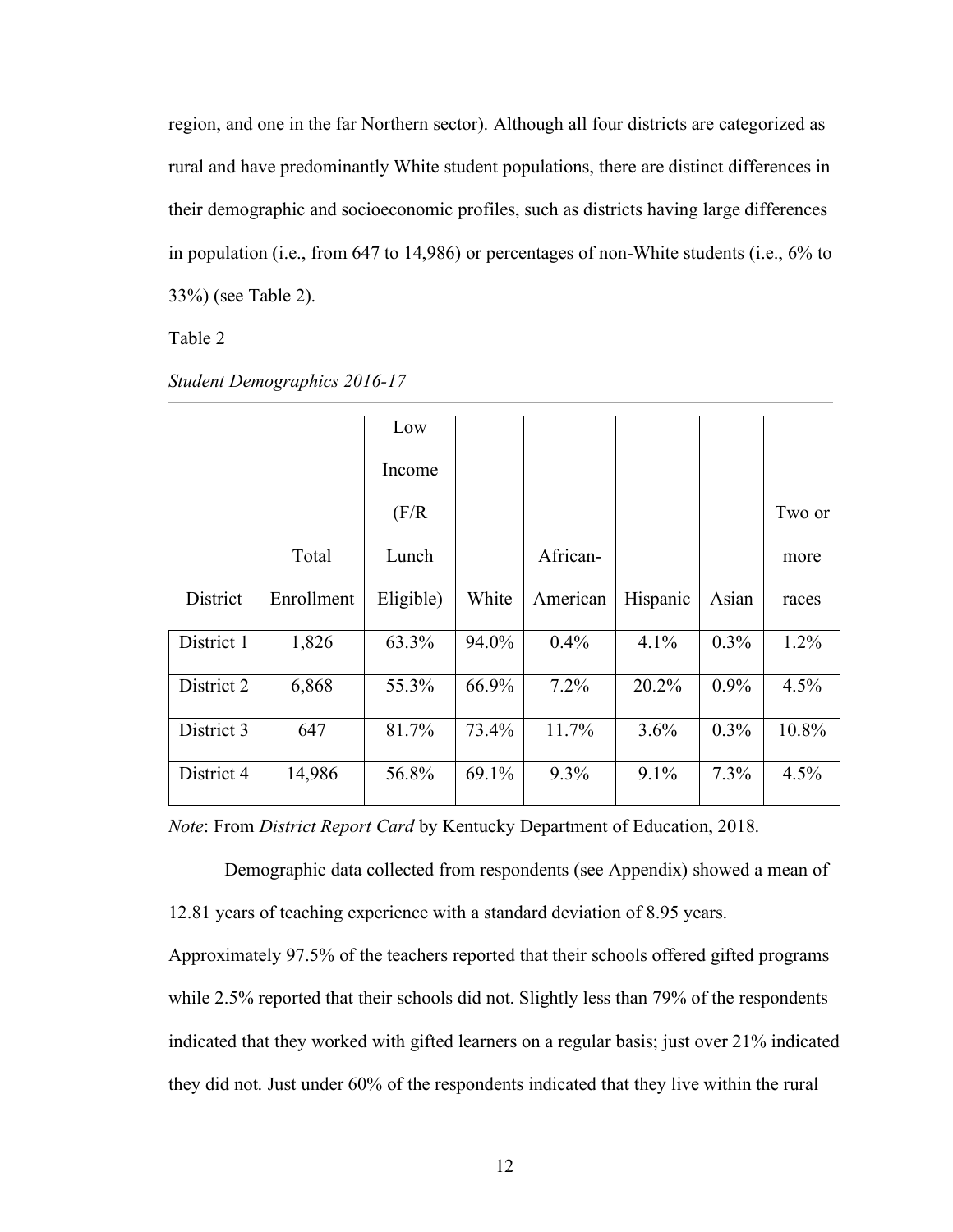region, and one in the far Northern sector). Although all four districts are categorized as rural and have predominantly White student populations, there are distinct differences in their demographic and socioeconomic profiles, such as districts having large differences in population (i.e., from 647 to 14,986) or percentages of non-White students (i.e., 6% to 33%) (see Table 2).

Table 2

*Student Demographics 2016-17*

| District | Total Enrollment | Low Income (F/R Lunch Eligible) | White | African-American | Hispanic | Asian | Two or more races |
|---|---|---|---|---|---|---|---|
| District 1 | 1,826 | 63.3% | 94.0% | 0.4% | 4.1% | 0.3% | 1.2% |
| District 2 | 6,868 | 55.3% | 66.9% | 7.2% | 20.2% | 0.9% | 4.5% |
| District 3 | 647 | 81.7% | 73.4% | 11.7% | 3.6% | 0.3% | 10.8% |
| District 4 | 14,986 | 56.8% | 69.1% | 9.3% | 9.1% | 7.3% | 4.5% |

*Note*: From *District Report Card* by Kentucky Department of Education, 2018.

Demographic data collected from respondents (see Appendix) showed a mean of 12.81 years of teaching experience with a standard deviation of 8.95 years. Approximately 97.5% of the teachers reported that their schools offered gifted programs while 2.5% reported that their schools did not. Slightly less than 79% of the respondents indicated that they worked with gifted learners on a regular basis; just over 21% indicated they did not. Just under 60% of the respondents indicated that they live within the rural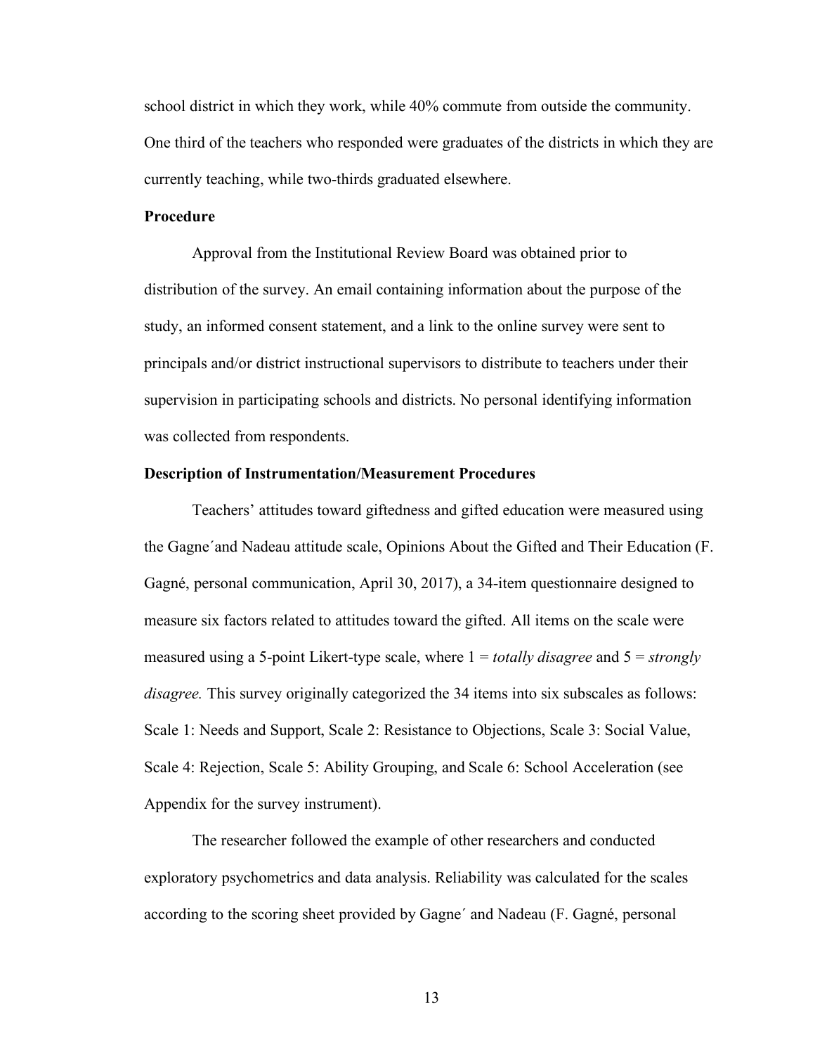school district in which they work, while 40% commute from outside the community. One third of the teachers who responded were graduates of the districts in which they are currently teaching, while two-thirds graduated elsewhere.

**Procedure**

Approval from the Institutional Review Board was obtained prior to distribution of the survey. An email containing information about the purpose of the study, an informed consent statement, and a link to the online survey were sent to principals and/or district instructional supervisors to distribute to teachers under their supervision in participating schools and districts. No personal identifying information was collected from respondents.

**Description of Instrumentation/Measurement Procedures**

Teachers' attitudes toward giftedness and gifted education were measured using the Gagne´and Nadeau attitude scale, Opinions About the Gifted and Their Education (F. Gagné, personal communication, April 30, 2017), a 34-item questionnaire designed to measure six factors related to attitudes toward the gifted. All items on the scale were measured using a 5-point Likert-type scale, where 1 = *totally disagree* and 5 = *strongly disagree.* This survey originally categorized the 34 items into six subscales as follows: Scale 1: Needs and Support, Scale 2: Resistance to Objections, Scale 3: Social Value, Scale 4: Rejection, Scale 5: Ability Grouping, and Scale 6: School Acceleration (see Appendix for the survey instrument).

The researcher followed the example of other researchers and conducted exploratory psychometrics and data analysis. Reliability was calculated for the scales according to the scoring sheet provided by Gagne´ and Nadeau (F. Gagné, personal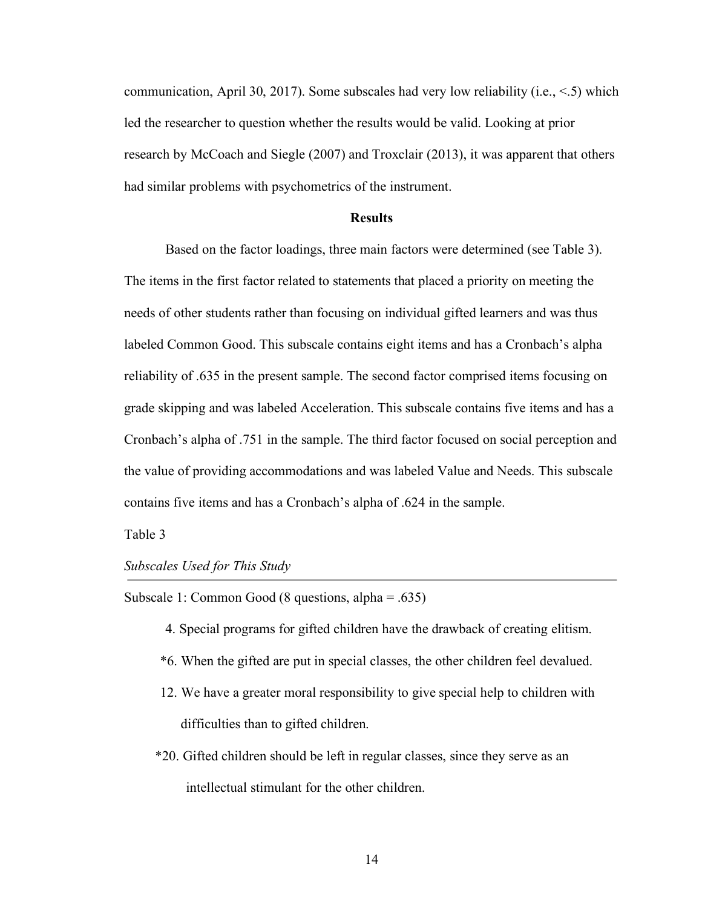communication, April 30, 2017). Some subscales had very low reliability (i.e., <.5) which led the researcher to question whether the results would be valid. Looking at prior research by McCoach and Siegle (2007) and Troxclair (2013), it was apparent that others had similar problems with psychometrics of the instrument.

## Results

Based on the factor loadings, three main factors were determined (see Table 3). The items in the first factor related to statements that placed a priority on meeting the needs of other students rather than focusing on individual gifted learners and was thus labeled Common Good. This subscale contains eight items and has a Cronbach's alpha reliability of .635 in the present sample. The second factor comprised items focusing on grade skipping and was labeled Acceleration. This subscale contains five items and has a Cronbach's alpha of .751 in the sample. The third factor focused on social perception and the value of providing accommodations and was labeled Value and Needs. This subscale contains five items and has a Cronbach's alpha of .624 in the sample.

Table 3

*Subscales Used for This Study*

Subscale 1: Common Good (8 questions, alpha = .635)

4. Special programs for gifted children have the drawback of creating elitism.

*6. When the gifted are put in special classes, the other children feel devalued.

12. We have a greater moral responsibility to give special help to children with difficulties than to gifted children.

*20. Gifted children should be left in regular classes, since they serve as an intellectual stimulant for the other children.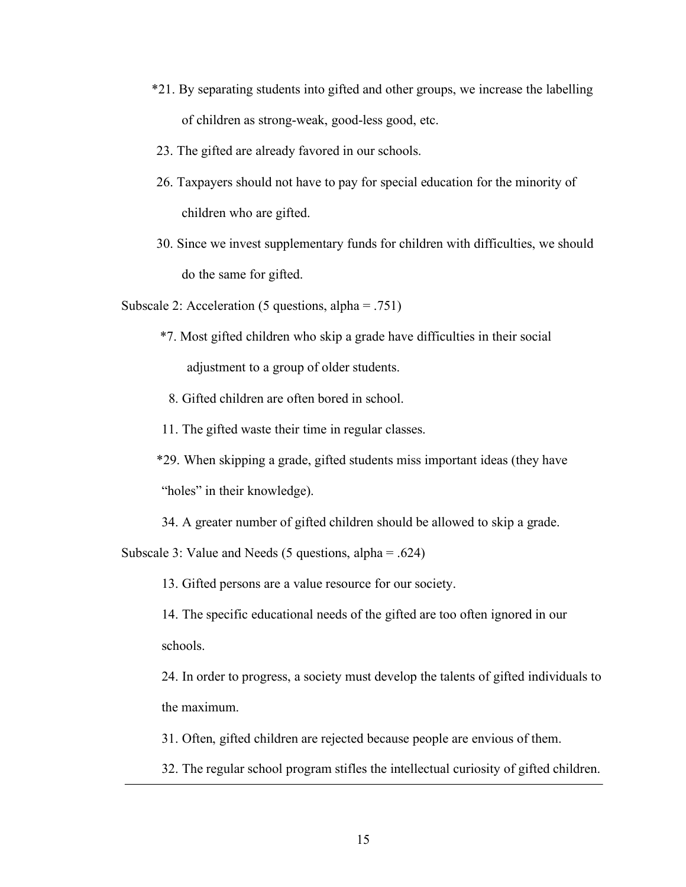*21. By separating students into gifted and other groups, we increase the labelling of children as strong-weak, good-less good, etc.

23. The gifted are already favored in our schools.

26. Taxpayers should not have to pay for special education for the minority of children who are gifted.

30. Since we invest supplementary funds for children with difficulties, we should do the same for gifted.

Subscale 2: Acceleration (5 questions, alpha = .751)

*7. Most gifted children who skip a grade have difficulties in their social adjustment to a group of older students.

8. Gifted children are often bored in school.

11. The gifted waste their time in regular classes.

*29. When skipping a grade, gifted students miss important ideas (they have "holes" in their knowledge).

34. A greater number of gifted children should be allowed to skip a grade.

Subscale 3: Value and Needs (5 questions, alpha = .624)

13. Gifted persons are a value resource for our society.

14. The specific educational needs of the gifted are too often ignored in our schools.

24. In order to progress, a society must develop the talents of gifted individuals to the maximum.

31. Often, gifted children are rejected because people are envious of them.

32. The regular school program stifles the intellectual curiosity of gifted children.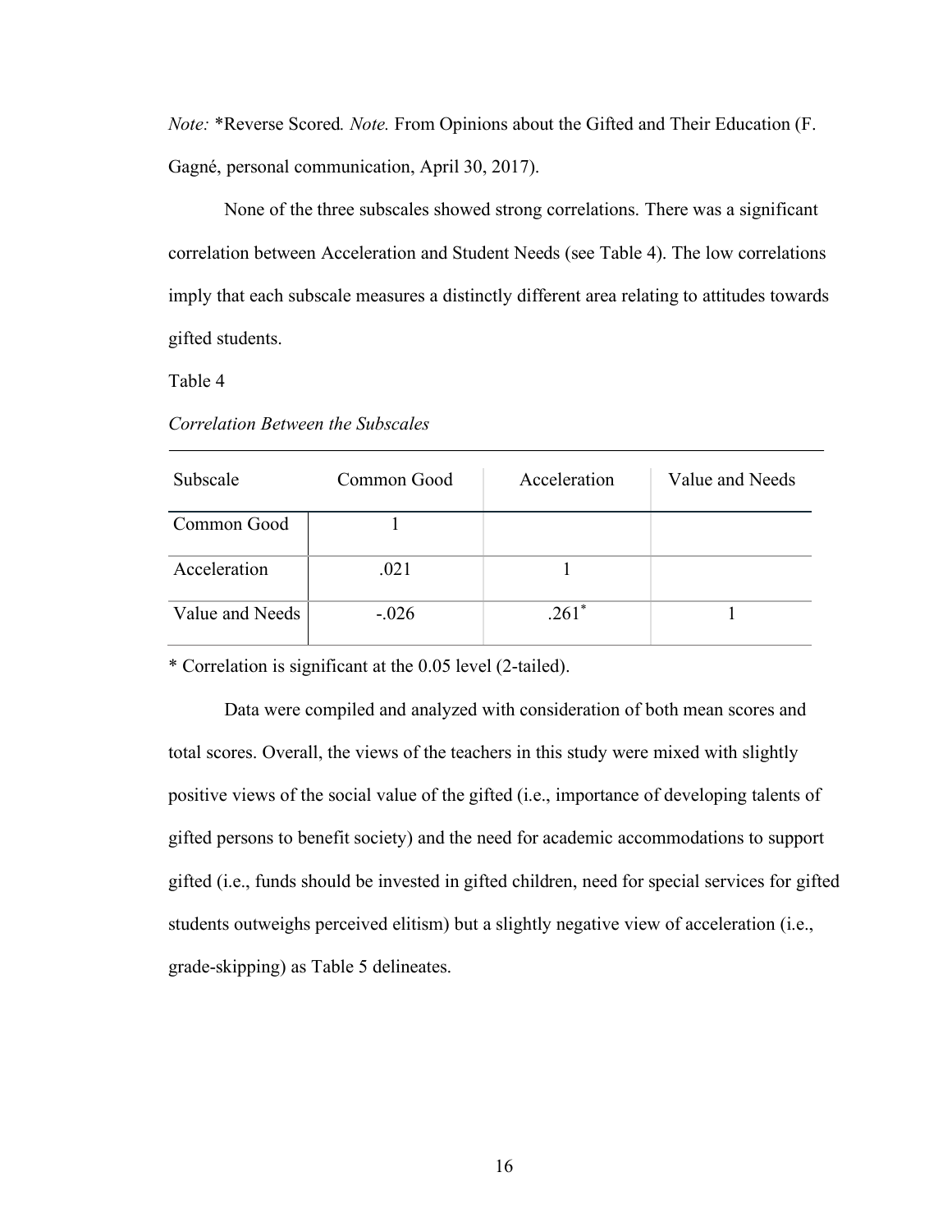*Note:* *Reverse Scored*.* *Note.* From Opinions about the Gifted and Their Education (F. Gagné, personal communication, April 30, 2017).

None of the three subscales showed strong correlations. There was a significant correlation between Acceleration and Student Needs (see Table 4). The low correlations imply that each subscale measures a distinctly different area relating to attitudes towards gifted students.

Table 4

*Correlation Between the Subscales*

| Subscale | Common Good | Acceleration | Value and Needs |
|---|---|---|---|
| Common Good | 1 | | |
| Acceleration | .021 | 1 | |
| Value and Needs | -.026 | .261* | 1 |

\* Correlation is significant at the 0.05 level (2-tailed).

Data were compiled and analyzed with consideration of both mean scores and total scores. Overall, the views of the teachers in this study were mixed with slightly positive views of the social value of the gifted (i.e., importance of developing talents of gifted persons to benefit society) and the need for academic accommodations to support gifted (i.e., funds should be invested in gifted children, need for special services for gifted students outweighs perceived elitism) but a slightly negative view of acceleration (i.e., grade-skipping) as Table 5 delineates.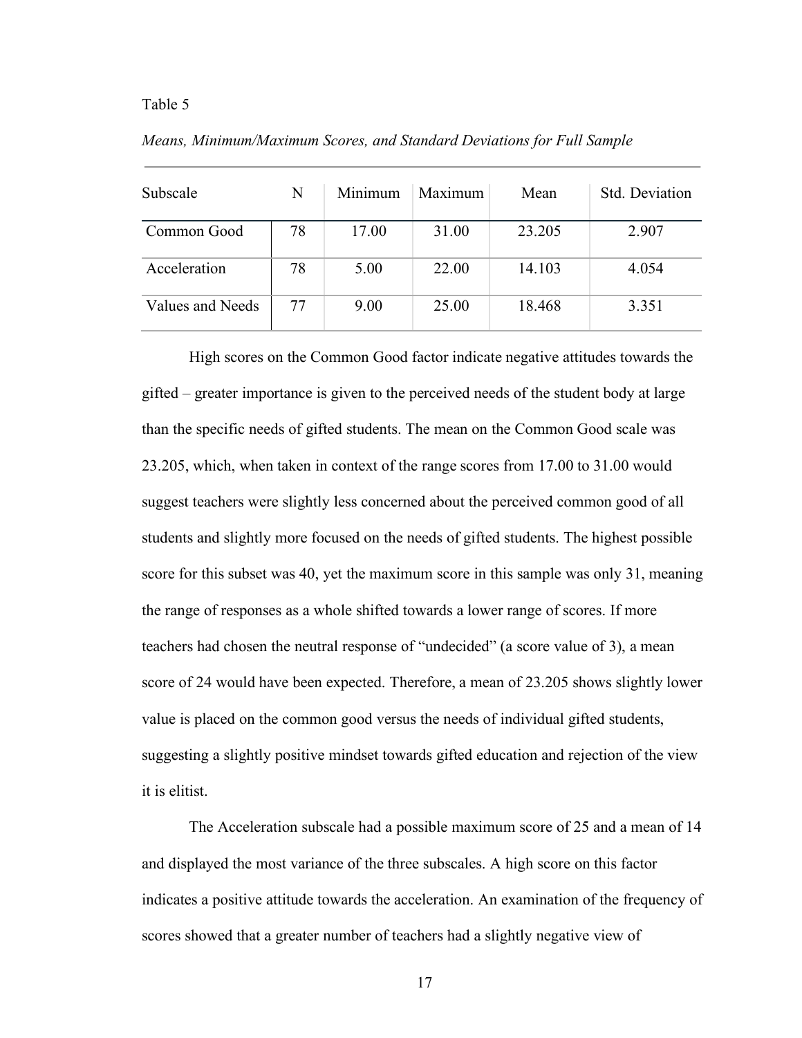Table 5

*Means, Minimum/Maximum Scores, and Standard Deviations for Full Sample*

| Subscale | N | Minimum | Maximum | Mean | Std. Deviation |
|---|---|---|---|---|---|
| Common Good | 78 | 17.00 | 31.00 | 23.205 | 2.907 |
| Acceleration | 78 | 5.00 | 22.00 | 14.103 | 4.054 |
| Values and Needs | 77 | 9.00 | 25.00 | 18.468 | 3.351 |

High scores on the Common Good factor indicate negative attitudes towards the gifted – greater importance is given to the perceived needs of the student body at large than the specific needs of gifted students. The mean on the Common Good scale was 23.205, which, when taken in context of the range scores from 17.00 to 31.00 would suggest teachers were slightly less concerned about the perceived common good of all students and slightly more focused on the needs of gifted students. The highest possible score for this subset was 40, yet the maximum score in this sample was only 31, meaning the range of responses as a whole shifted towards a lower range of scores. If more teachers had chosen the neutral response of "undecided" (a score value of 3), a mean score of 24 would have been expected. Therefore, a mean of 23.205 shows slightly lower value is placed on the common good versus the needs of individual gifted students, suggesting a slightly positive mindset towards gifted education and rejection of the view it is elitist.

The Acceleration subscale had a possible maximum score of 25 and a mean of 14 and displayed the most variance of the three subscales. A high score on this factor indicates a positive attitude towards the acceleration. An examination of the frequency of scores showed that a greater number of teachers had a slightly negative view of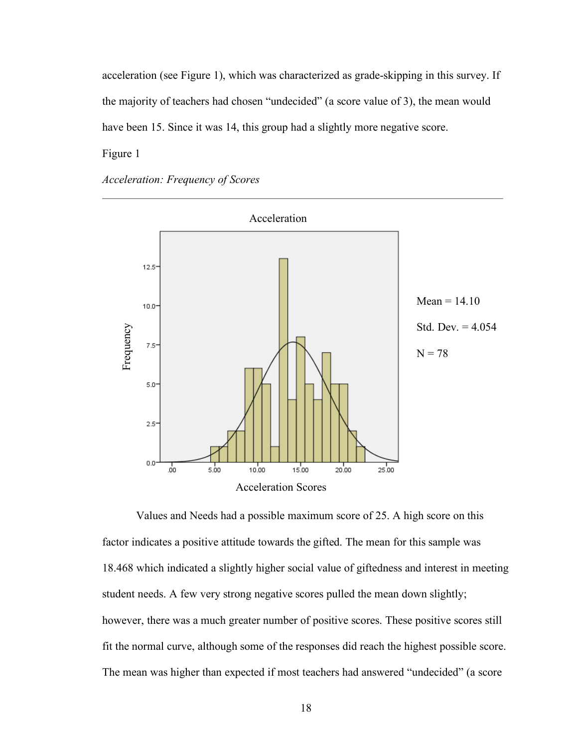acceleration (see Figure 1), which was characterized as grade-skipping in this survey. If the majority of teachers had chosen “undecided” (a score value of 3), the mean would have been 15. Since it was 14, this group had a slightly more negative score.

Figure 1

*Acceleration: Frequency of Scores*

Mean = 14.10

Std. Dev. = 4.054

N = 78

Values and Needs had a possible maximum score of 25. A high score on this factor indicates a positive attitude towards the gifted. The mean for this sample was 18.468 which indicated a slightly higher social value of giftedness and interest in meeting student needs. A few very strong negative scores pulled the mean down slightly; however, there was a much greater number of positive scores. These positive scores still fit the normal curve, although some of the responses did reach the highest possible score. The mean was higher than expected if most teachers had answered “undecided” (a score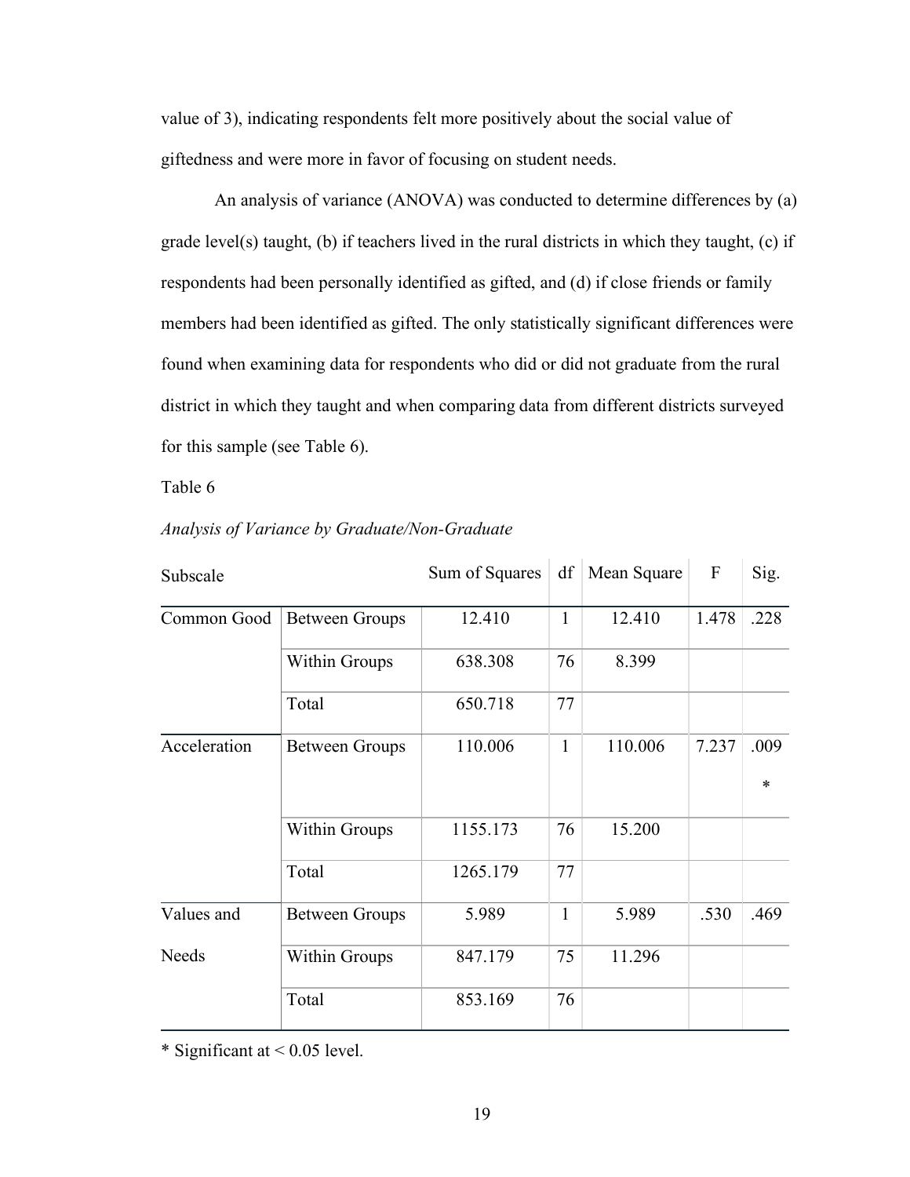value of 3), indicating respondents felt more positively about the social value of giftedness and were more in favor of focusing on student needs.

An analysis of variance (ANOVA) was conducted to determine differences by (a) grade level(s) taught, (b) if teachers lived in the rural districts in which they taught, (c) if respondents had been personally identified as gifted, and (d) if close friends or family members had been identified as gifted. The only statistically significant differences were found when examining data for respondents who did or did not graduate from the rural district in which they taught and when comparing data from different districts surveyed for this sample (see Table 6).

Table 6

*Analysis of Variance by Graduate/Non-Graduate*

| Subscale | | Sum of Squares | df | Mean Square | F | Sig. |
|---|---|---|---|---|---|---|
| Common Good | Between Groups | 12.410 | 1 | 12.410 | 1.478 | .228 |
| | Within Groups | 638.308 | 76 | 8.399 | | |
| | Total | 650.718 | 77 | | | |
| Acceleration | Between Groups | 110.006 | 1 | 110.006 | 7.237 | .009 * |
| | Within Groups | 1155.173 | 76 | 15.200 | | |
| | Total | 1265.179 | 77 | | | |
| Values and Needs | Between Groups | 5.989 | 1 | 5.989 | .530 | .469 |
| | Within Groups | 847.179 | 75 | 11.296 | | |
| | Total | 853.169 | 76 | | | |

\* Significant at < 0.05 level.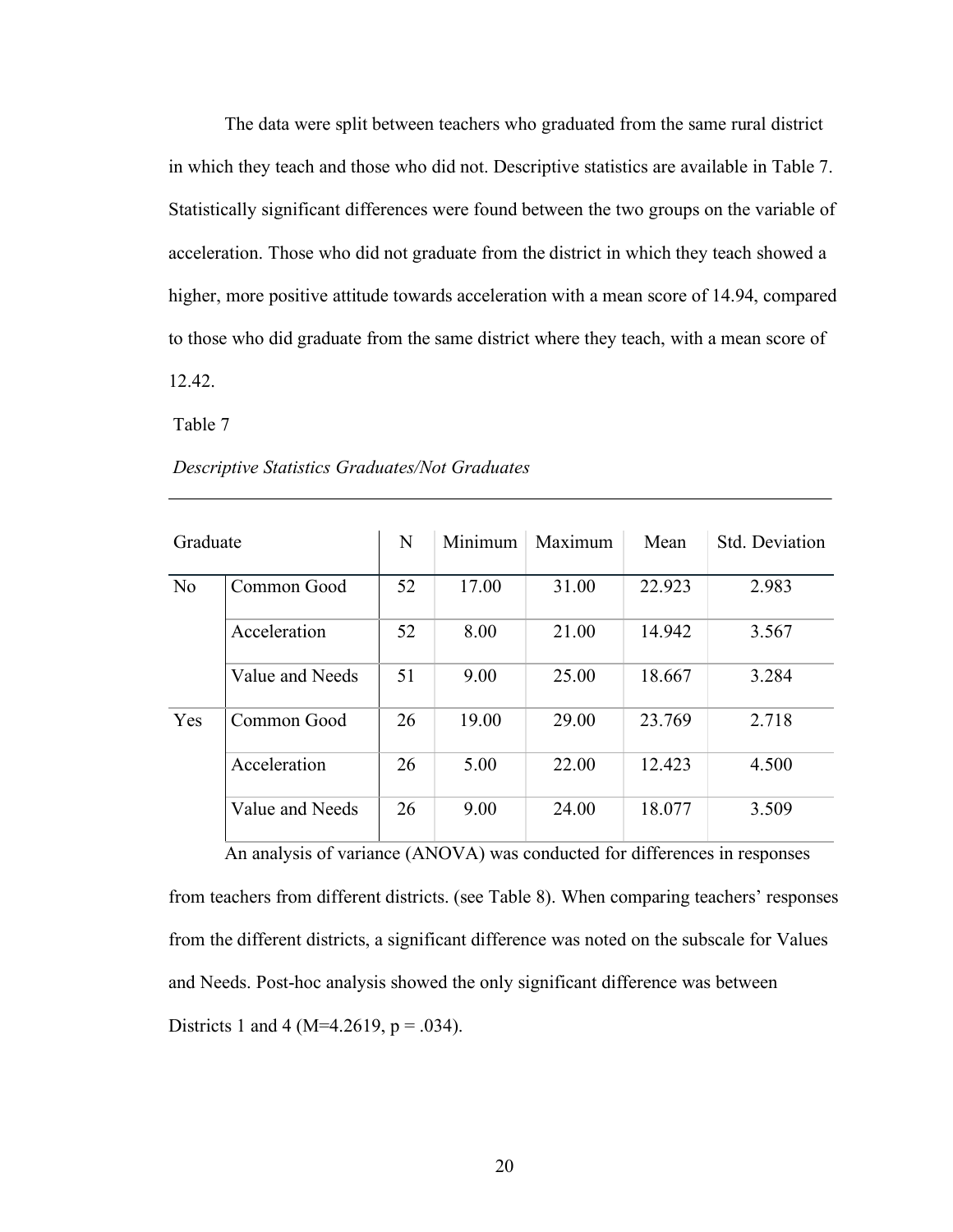The data were split between teachers who graduated from the same rural district in which they teach and those who did not. Descriptive statistics are available in Table 7. Statistically significant differences were found between the two groups on the variable of acceleration. Those who did not graduate from the district in which they teach showed a higher, more positive attitude towards acceleration with a mean score of 14.94, compared to those who did graduate from the same district where they teach, with a mean score of 12.42.

Table 7

*Descriptive Statistics Graduates/Not Graduates*

| Graduate | | N | Minimum | Maximum | Mean | Std. Deviation |
|---|---|---|---|---|---|---|
| No | Common Good | 52 | 17.00 | 31.00 | 22.923 | 2.983 |
| | Acceleration | 52 | 8.00 | 21.00 | 14.942 | 3.567 |
| | Value and Needs | 51 | 9.00 | 25.00 | 18.667 | 3.284 |
| Yes | Common Good | 26 | 19.00 | 29.00 | 23.769 | 2.718 |
| | Acceleration | 26 | 5.00 | 22.00 | 12.423 | 4.500 |
| | Value and Needs | 26 | 9.00 | 24.00 | 18.077 | 3.509 |

An analysis of variance (ANOVA) was conducted for differences in responses from teachers from different districts. (see Table 8). When comparing teachers' responses from the different districts, a significant difference was noted on the subscale for Values and Needs. Post-hoc analysis showed the only significant difference was between Districts 1 and 4 ($M=4.2619$, $p = .034$).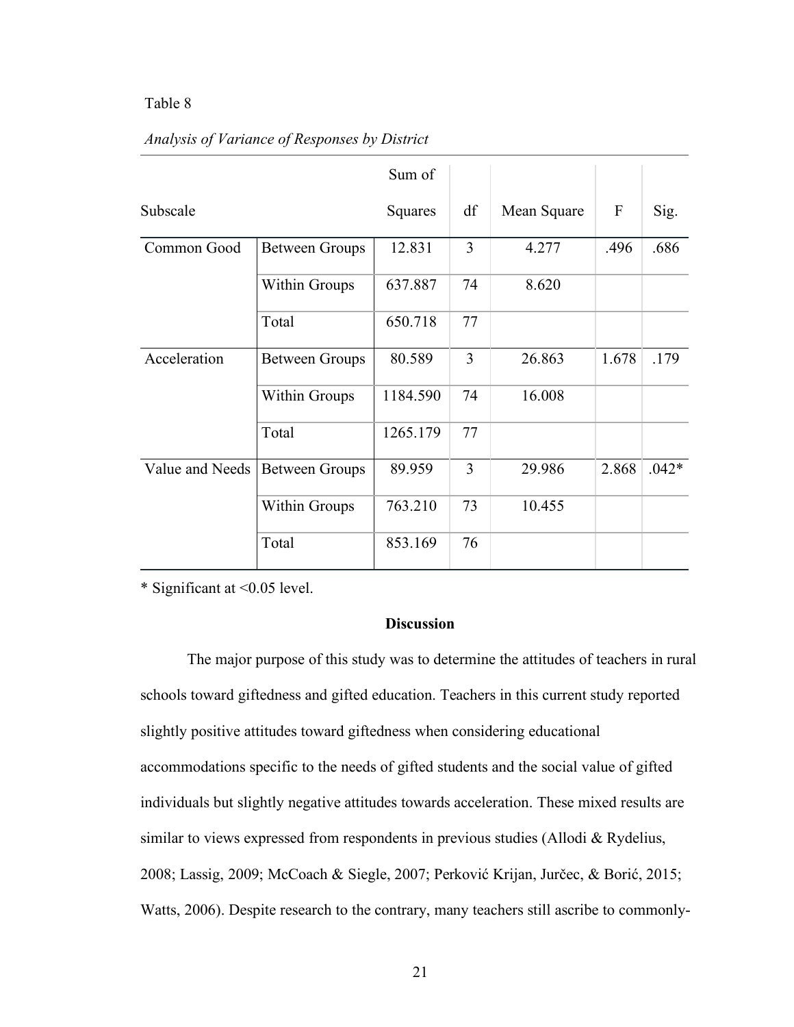Table 8

*Analysis of Variance of Responses by District*

| Subscale | | Sum of Squares | df | Mean Square | F | Sig. |
|---|---|---|---|---|---|---|
| Common Good | Between Groups | 12.831 | 3 | 4.277 | .496 | .686 |
| | Within Groups | 637.887 | 74 | 8.620 | | |
| | Total | 650.718 | 77 | | | |
| Acceleration | Between Groups | 80.589 | 3 | 26.863 | 1.678 | .179 |
| | Within Groups | 1184.590 | 74 | 16.008 | | |
| | Total | 1265.179 | 77 | | | |
| Value and Needs | Between Groups | 89.959 | 3 | 29.986 | 2.868 | .042* |
| | Within Groups | 763.210 | 73 | 10.455 | | |
| | Total | 853.169 | 76 | | | |

* Significant at <0.05 level.

## Discussion

The major purpose of this study was to determine the attitudes of teachers in rural schools toward giftedness and gifted education. Teachers in this current study reported slightly positive attitudes toward giftedness when considering educational accommodations specific to the needs of gifted students and the social value of gifted individuals but slightly negative attitudes towards acceleration. These mixed results are similar to views expressed from respondents in previous studies (Allodi & Rydelius, 2008; Lassig, 2009; McCoach & Siegle, 2007; Perković Krijan, Jurčec, & Borić, 2015; Watts, 2006). Despite research to the contrary, many teachers still ascribe to commonly-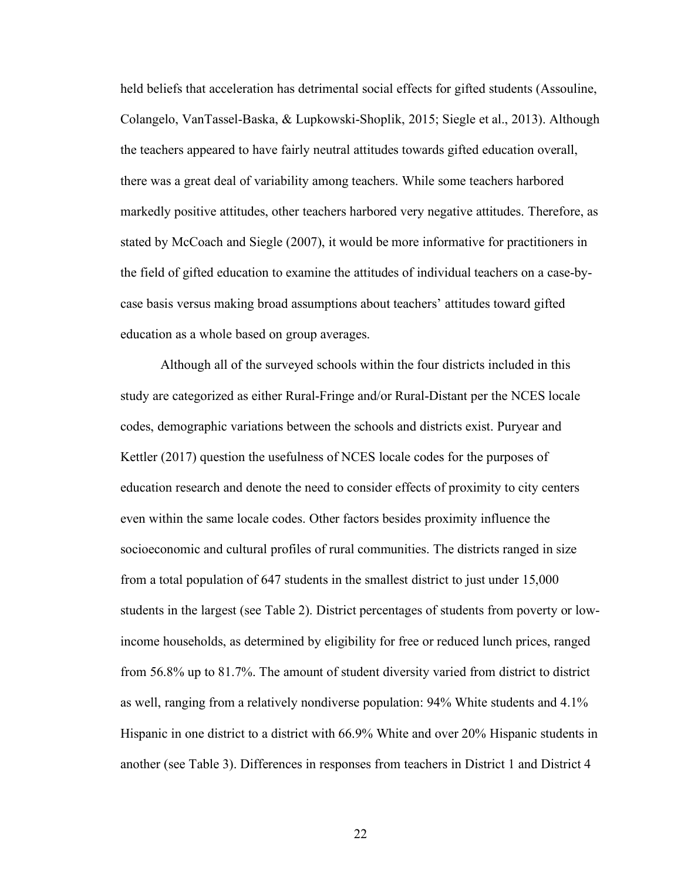held beliefs that acceleration has detrimental social effects for gifted students (Assouline, Colangelo, VanTassel-Baska, & Lupkowski-Shoplik, 2015; Siegle et al., 2013). Although the teachers appeared to have fairly neutral attitudes towards gifted education overall, there was a great deal of variability among teachers. While some teachers harbored markedly positive attitudes, other teachers harbored very negative attitudes. Therefore, as stated by McCoach and Siegle (2007), it would be more informative for practitioners in the field of gifted education to examine the attitudes of individual teachers on a case-by-case basis versus making broad assumptions about teachers' attitudes toward gifted education as a whole based on group averages.

Although all of the surveyed schools within the four districts included in this study are categorized as either Rural-Fringe and/or Rural-Distant per the NCES locale codes, demographic variations between the schools and districts exist. Puryear and Kettler (2017) question the usefulness of NCES locale codes for the purposes of education research and denote the need to consider effects of proximity to city centers even within the same locale codes. Other factors besides proximity influence the socioeconomic and cultural profiles of rural communities. The districts ranged in size from a total population of 647 students in the smallest district to just under 15,000 students in the largest (see Table 2). District percentages of students from poverty or low-income households, as determined by eligibility for free or reduced lunch prices, ranged from 56.8% up to 81.7%. The amount of student diversity varied from district to district as well, ranging from a relatively nondiverse population: 94% White students and 4.1% Hispanic in one district to a district with 66.9% White and over 20% Hispanic students in another (see Table 3). Differences in responses from teachers in District 1 and District 4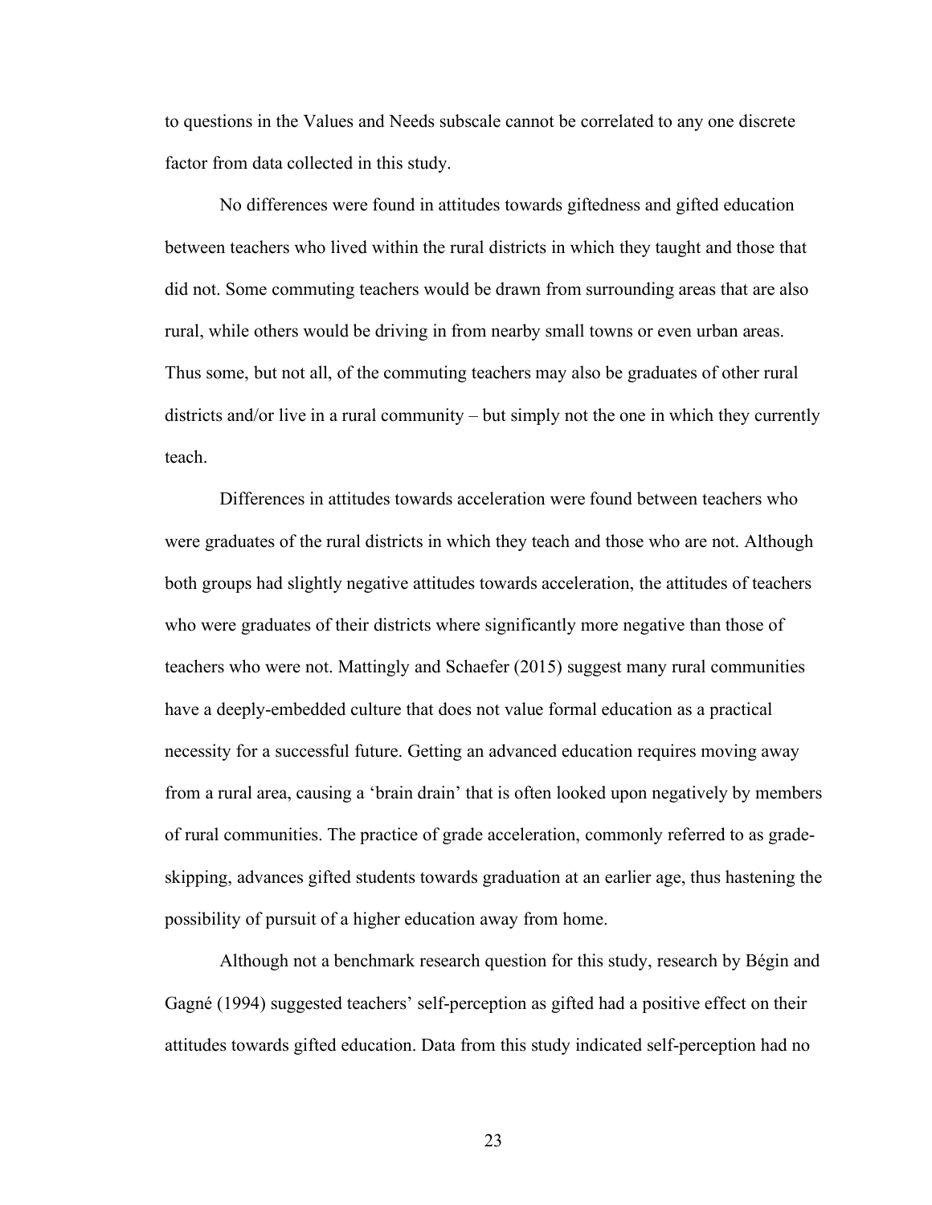to questions in the Values and Needs subscale cannot be correlated to any one discrete factor from data collected in this study.

No differences were found in attitudes towards giftedness and gifted education between teachers who lived within the rural districts in which they taught and those that did not. Some commuting teachers would be drawn from surrounding areas that are also rural, while others would be driving in from nearby small towns or even urban areas. Thus some, but not all, of the commuting teachers may also be graduates of other rural districts and/or live in a rural community – but simply not the one in which they currently teach.

Differences in attitudes towards acceleration were found between teachers who were graduates of the rural districts in which they teach and those who are not. Although both groups had slightly negative attitudes towards acceleration, the attitudes of teachers who were graduates of their districts where significantly more negative than those of teachers who were not. Mattingly and Schaefer (2015) suggest many rural communities have a deeply-embedded culture that does not value formal education as a practical necessity for a successful future. Getting an advanced education requires moving away from a rural area, causing a 'brain drain' that is often looked upon negatively by members of rural communities. The practice of grade acceleration, commonly referred to as grade-skipping, advances gifted students towards graduation at an earlier age, thus hastening the possibility of pursuit of a higher education away from home.

Although not a benchmark research question for this study, research by Bégin and Gagné (1994) suggested teachers' self-perception as gifted had a positive effect on their attitudes towards gifted education. Data from this study indicated self-perception had no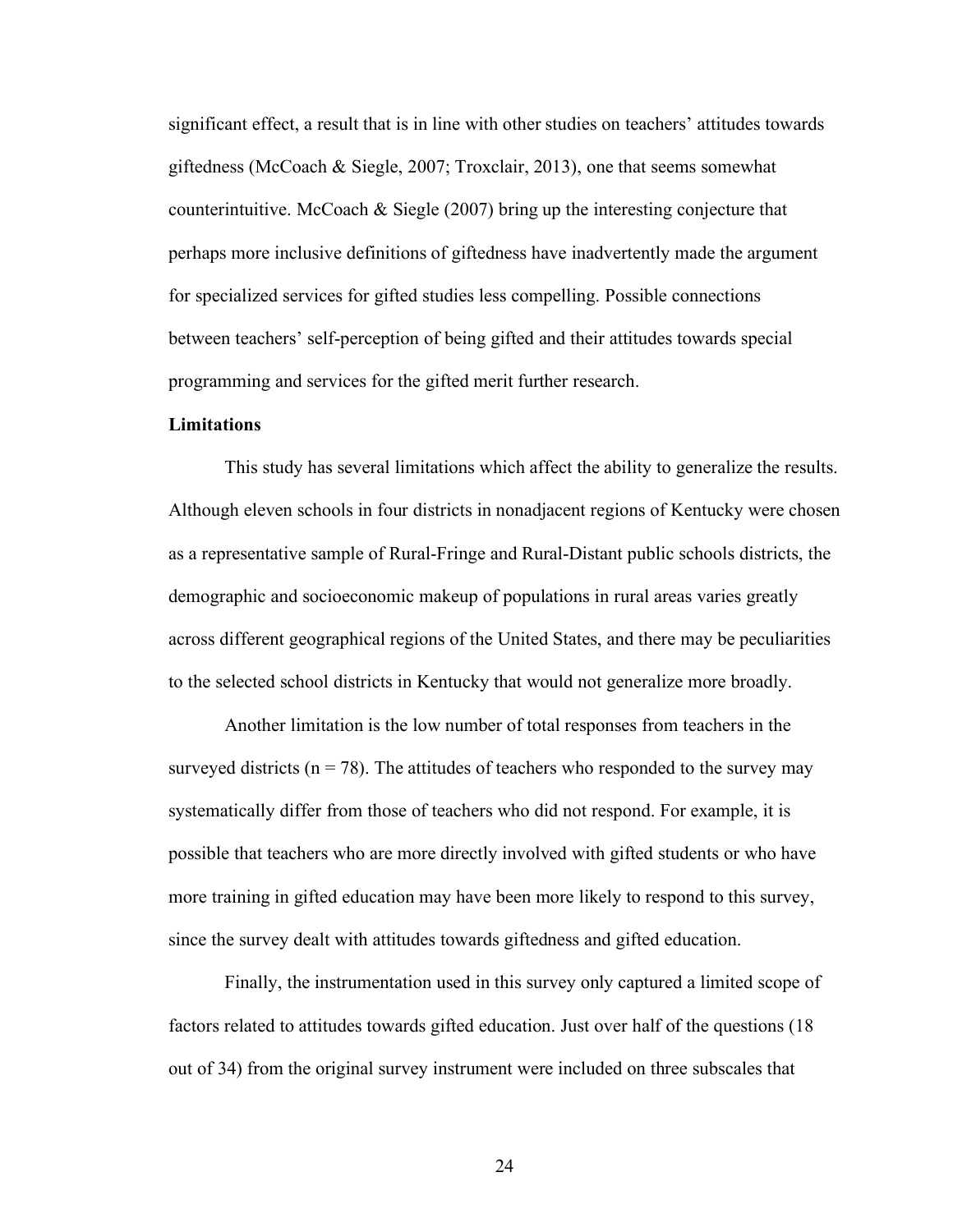significant effect, a result that is in line with other studies on teachers' attitudes towards giftedness (McCoach & Siegle, 2007; Troxclair, 2013), one that seems somewhat counterintuitive. McCoach & Siegle (2007) bring up the interesting conjecture that perhaps more inclusive definitions of giftedness have inadvertently made the argument for specialized services for gifted studies less compelling. Possible connections between teachers' self-perception of being gifted and their attitudes towards special programming and services for the gifted merit further research.

**Limitations**

This study has several limitations which affect the ability to generalize the results. Although eleven schools in four districts in nonadjacent regions of Kentucky were chosen as a representative sample of Rural-Fringe and Rural-Distant public schools districts, the demographic and socioeconomic makeup of populations in rural areas varies greatly across different geographical regions of the United States, and there may be peculiarities to the selected school districts in Kentucky that would not generalize more broadly.

Another limitation is the low number of total responses from teachers in the surveyed districts ($n = 78$). The attitudes of teachers who responded to the survey may systematically differ from those of teachers who did not respond. For example, it is possible that teachers who are more directly involved with gifted students or who have more training in gifted education may have been more likely to respond to this survey, since the survey dealt with attitudes towards giftedness and gifted education.

Finally, the instrumentation used in this survey only captured a limited scope of factors related to attitudes towards gifted education. Just over half of the questions (18 out of 34) from the original survey instrument were included on three subscales that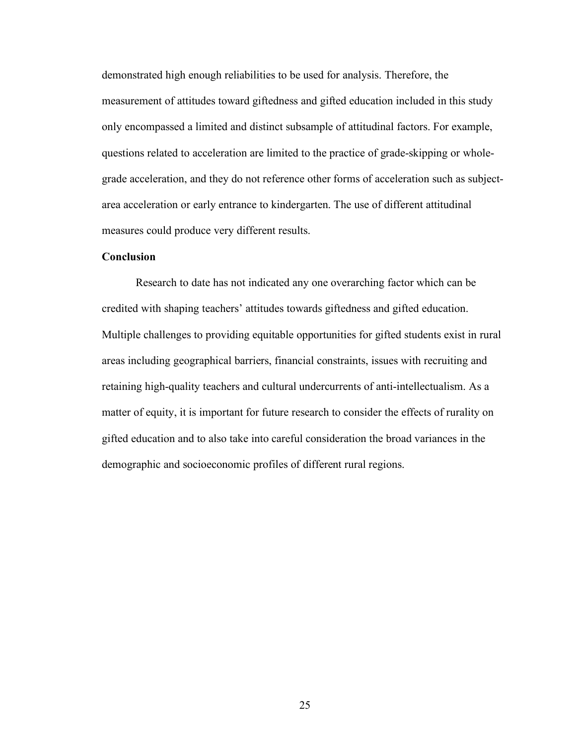demonstrated high enough reliabilities to be used for analysis. Therefore, the measurement of attitudes toward giftedness and gifted education included in this study only encompassed a limited and distinct subsample of attitudinal factors. For example, questions related to acceleration are limited to the practice of grade-skipping or whole-grade acceleration, and they do not reference other forms of acceleration such as subject-area acceleration or early entrance to kindergarten. The use of different attitudinal measures could produce very different results.

**Conclusion**

Research to date has not indicated any one overarching factor which can be credited with shaping teachers' attitudes towards giftedness and gifted education. Multiple challenges to providing equitable opportunities for gifted students exist in rural areas including geographical barriers, financial constraints, issues with recruiting and retaining high-quality teachers and cultural undercurrents of anti-intellectualism. As a matter of equity, it is important for future research to consider the effects of rurality on gifted education and to also take into careful consideration the broad variances in the demographic and socioeconomic profiles of different rural regions.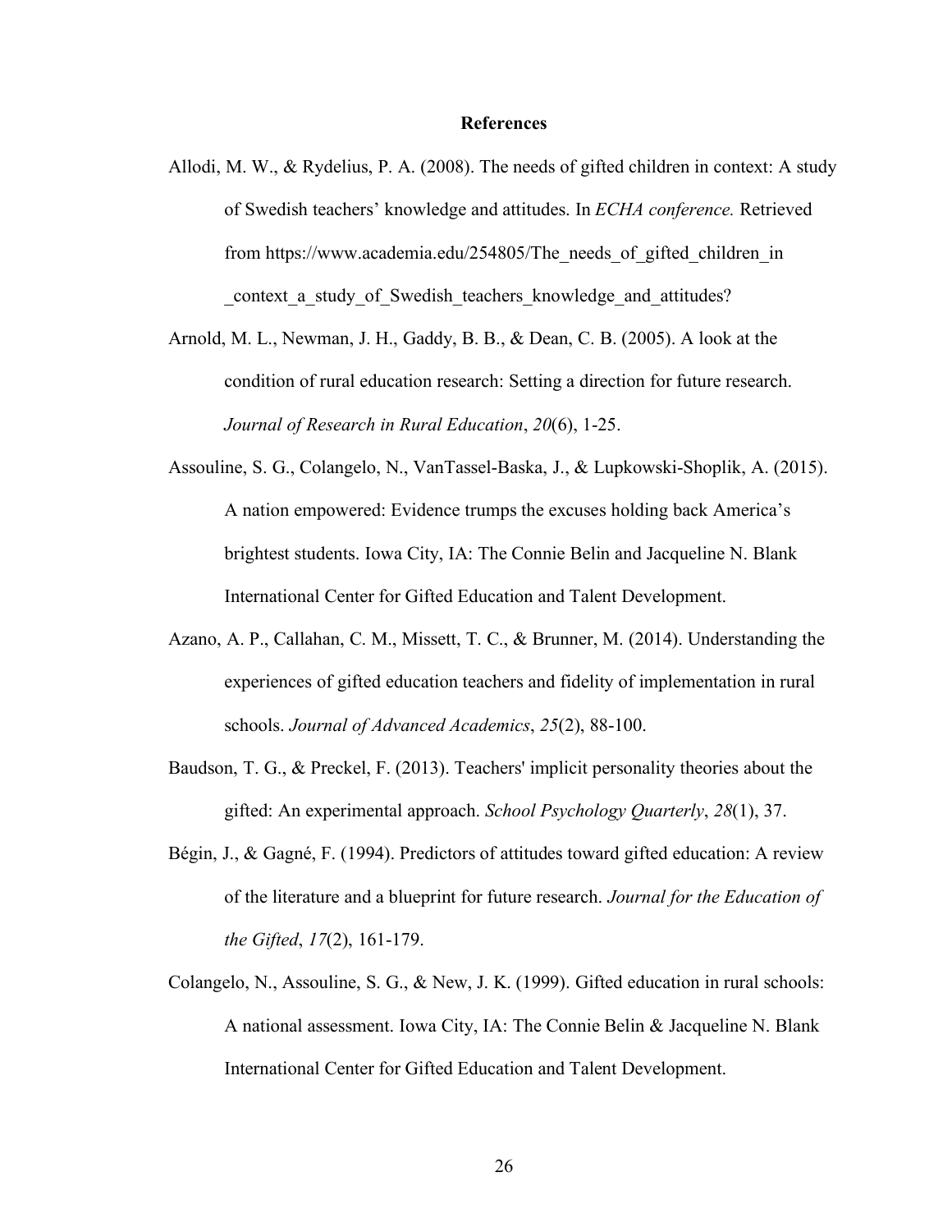# References

Allodi, M. W., & Rydelius, P. A. (2008). The needs of gifted children in context: A study of Swedish teachers' knowledge and attitudes. In *ECHA conference.* Retrieved from https://www.academia.edu/254805/The_needs_of_gifted_children_in _context_a_study_of_Swedish_teachers_knowledge_and_attitudes?

Arnold, M. L., Newman, J. H., Gaddy, B. B., & Dean, C. B. (2005). A look at the condition of rural education research: Setting a direction for future research. *Journal of Research in Rural Education*, *20*(6), 1-25.

Assouline, S. G., Colangelo, N., VanTassel-Baska, J., & Lupkowski-Shoplik, A. (2015). A nation empowered: Evidence trumps the excuses holding back America's brightest students. Iowa City, IA: The Connie Belin and Jacqueline N. Blank International Center for Gifted Education and Talent Development.

Azano, A. P., Callahan, C. M., Missett, T. C., & Brunner, M. (2014). Understanding the experiences of gifted education teachers and fidelity of implementation in rural schools. *Journal of Advanced Academics*, *25*(2), 88-100.

Baudson, T. G., & Preckel, F. (2013). Teachers' implicit personality theories about the gifted: An experimental approach. *School Psychology Quarterly*, *28*(1), 37.

Bégin, J., & Gagné, F. (1994). Predictors of attitudes toward gifted education: A review of the literature and a blueprint for future research. *Journal for the Education of the Gifted*, *17*(2), 161-179.

Colangelo, N., Assouline, S. G., & New, J. K. (1999). Gifted education in rural schools: A national assessment. Iowa City, IA: The Connie Belin & Jacqueline N. Blank International Center for Gifted Education and Talent Development.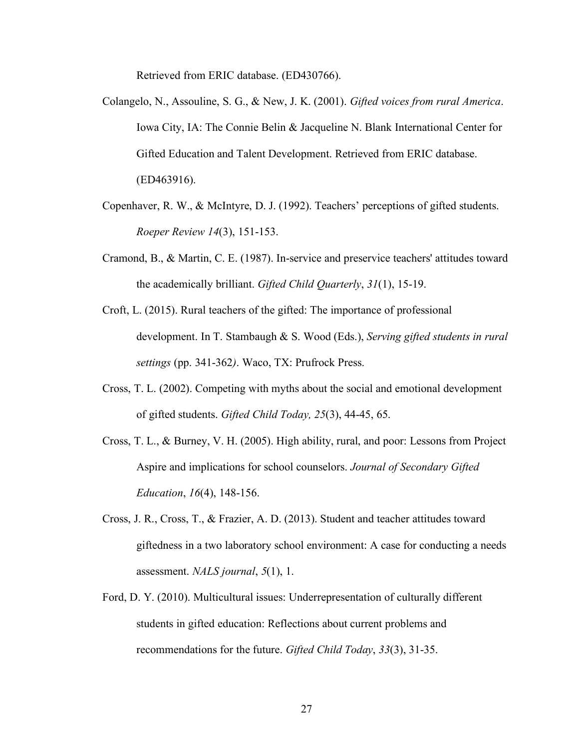Retrieved from ERIC database. (ED430766).

Colangelo, N., Assouline, S. G., & New, J. K. (2001). *Gifted voices from rural America*. Iowa City, IA: The Connie Belin & Jacqueline N. Blank International Center for Gifted Education and Talent Development. Retrieved from ERIC database. (ED463916).

Copenhaver, R. W., & McIntyre, D. J. (1992). Teachers' perceptions of gifted students. *Roeper Review 14*(3), 151-153.

Cramond, B., & Martin, C. E. (1987). In-service and preservice teachers' attitudes toward the academically brilliant. *Gifted Child Quarterly*, *31*(1), 15-19.

Croft, L. (2015). Rural teachers of the gifted: The importance of professional development. In T. Stambaugh & S. Wood (Eds.), *Serving gifted students in rural settings* (pp. 341-362*)*. Waco, TX: Prufrock Press.

Cross, T. L. (2002). Competing with myths about the social and emotional development of gifted students. *Gifted Child Today, 25*(3), 44-45, 65.

Cross, T. L., & Burney, V. H. (2005). High ability, rural, and poor: Lessons from Project Aspire and implications for school counselors. *Journal of Secondary Gifted Education*, *16*(4), 148-156.

Cross, J. R., Cross, T., & Frazier, A. D. (2013). Student and teacher attitudes toward giftedness in a two laboratory school environment: A case for conducting a needs assessment. *NALS journal*, *5*(1), 1.

Ford, D. Y. (2010). Multicultural issues: Underrepresentation of culturally different students in gifted education: Reflections about current problems and recommendations for the future. *Gifted Child Today*, *33*(3), 31-35.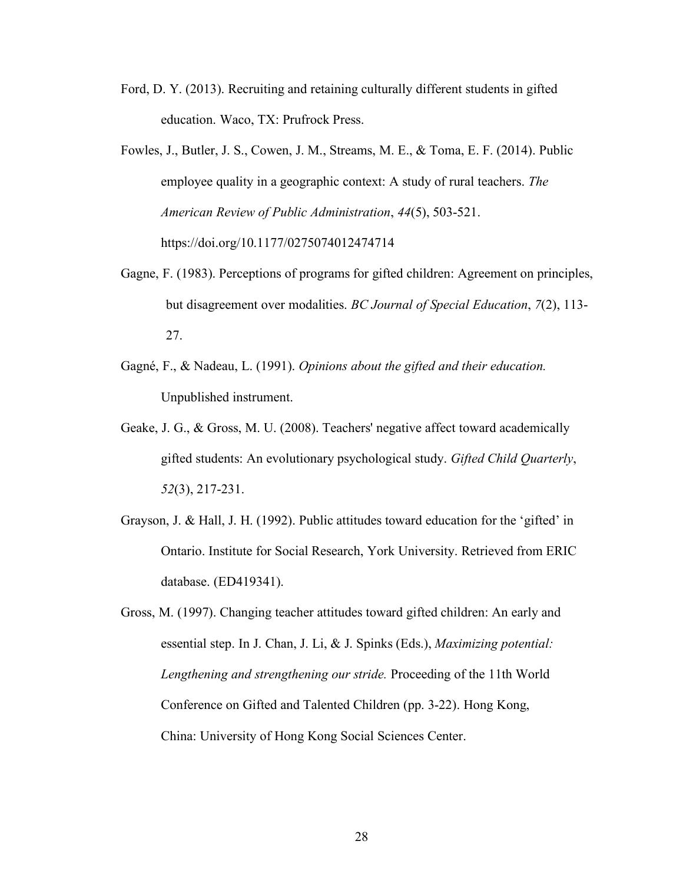Ford, D. Y. (2013). Recruiting and retaining culturally different students in gifted education. Waco, TX: Prufrock Press.

Fowles, J., Butler, J. S., Cowen, J. M., Streams, M. E., & Toma, E. F. (2014). Public employee quality in a geographic context: A study of rural teachers. *The American Review of Public Administration*, *44*(5), 503-521. https://doi.org/10.1177/0275074012474714

Gagne, F. (1983). Perceptions of programs for gifted children: Agreement on principles, but disagreement over modalities. *BC Journal of Special Education*, *7*(2), 113-27.

Gagné, F., & Nadeau, L. (1991). *Opinions about the gifted and their education.* Unpublished instrument.

Geake, J. G., & Gross, M. U. (2008). Teachers' negative affect toward academically gifted students: An evolutionary psychological study. *Gifted Child Quarterly*, *52*(3), 217-231.

Grayson, J. & Hall, J. H. (1992). Public attitudes toward education for the 'gifted' in Ontario. Institute for Social Research, York University. Retrieved from ERIC database. (ED419341).

Gross, M. (1997). Changing teacher attitudes toward gifted children: An early and essential step. In J. Chan, J. Li, & J. Spinks (Eds.), *Maximizing potential: Lengthening and strengthening our stride.* Proceeding of the 11th World Conference on Gifted and Talented Children (pp. 3-22). Hong Kong, China: University of Hong Kong Social Sciences Center.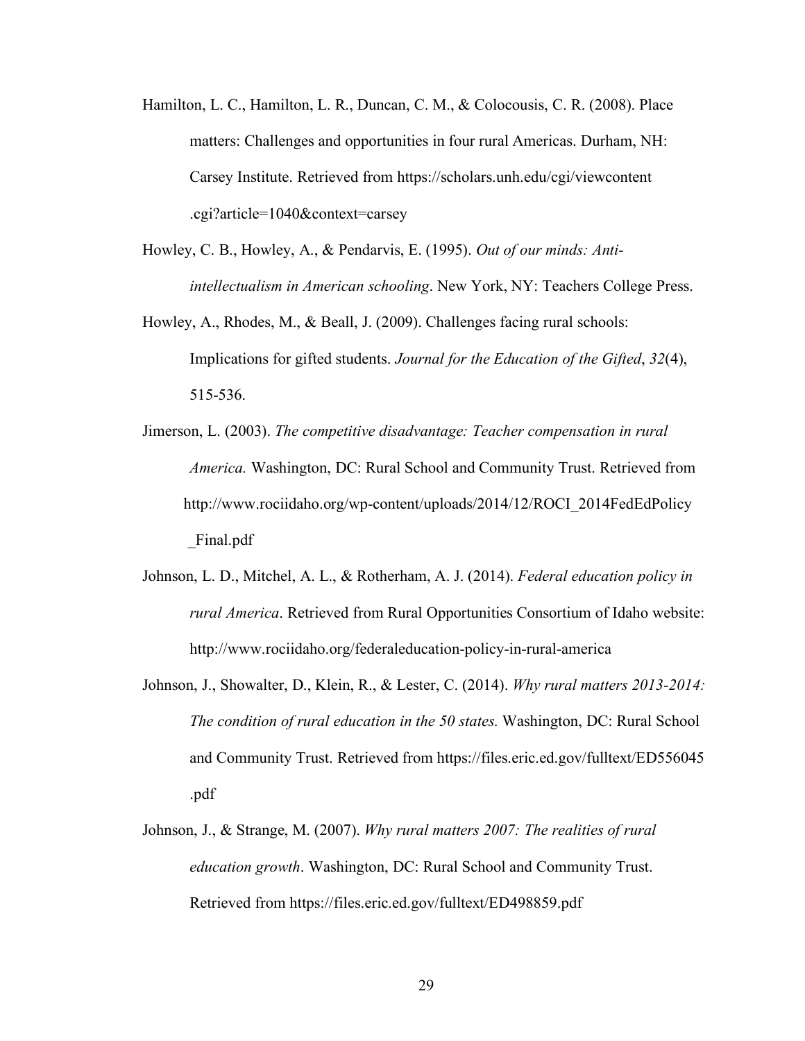Hamilton, L. C., Hamilton, L. R., Duncan, C. M., & Colocousis, C. R. (2008). Place matters: Challenges and opportunities in four rural Americas. Durham, NH: Carsey Institute. Retrieved from https://scholars.unh.edu/cgi/viewcontent.cgi?article=1040&context=carsey

Howley, C. B., Howley, A., & Pendarvis, E. (1995). *Out of our minds: Anti-intellectualism in American schooling*. New York, NY: Teachers College Press.

Howley, A., Rhodes, M., & Beall, J. (2009). Challenges facing rural schools: Implications for gifted students. *Journal for the Education of the Gifted*, *32*(4), 515-536.

Jimerson, L. (2003). *The competitive disadvantage: Teacher compensation in rural America.* Washington, DC: Rural School and Community Trust. Retrieved from http://www.rociidaho.org/wp-content/uploads/2014/12/ROCI_2014FedEdPolicy_Final.pdf

Johnson, L. D., Mitchel, A. L., & Rotherham, A. J. (2014). *Federal education policy in rural America*. Retrieved from Rural Opportunities Consortium of Idaho website: http://www.rociidaho.org/federaleducation-policy-in-rural-america

Johnson, J., Showalter, D., Klein, R., & Lester, C. (2014). *Why rural matters 2013-2014: The condition of rural education in the 50 states.* Washington, DC: Rural School and Community Trust. Retrieved from https://files.eric.ed.gov/fulltext/ED556045.pdf

Johnson, J., & Strange, M. (2007). *Why rural matters 2007: The realities of rural education growth*. Washington, DC: Rural School and Community Trust. Retrieved from https://files.eric.ed.gov/fulltext/ED498859.pdf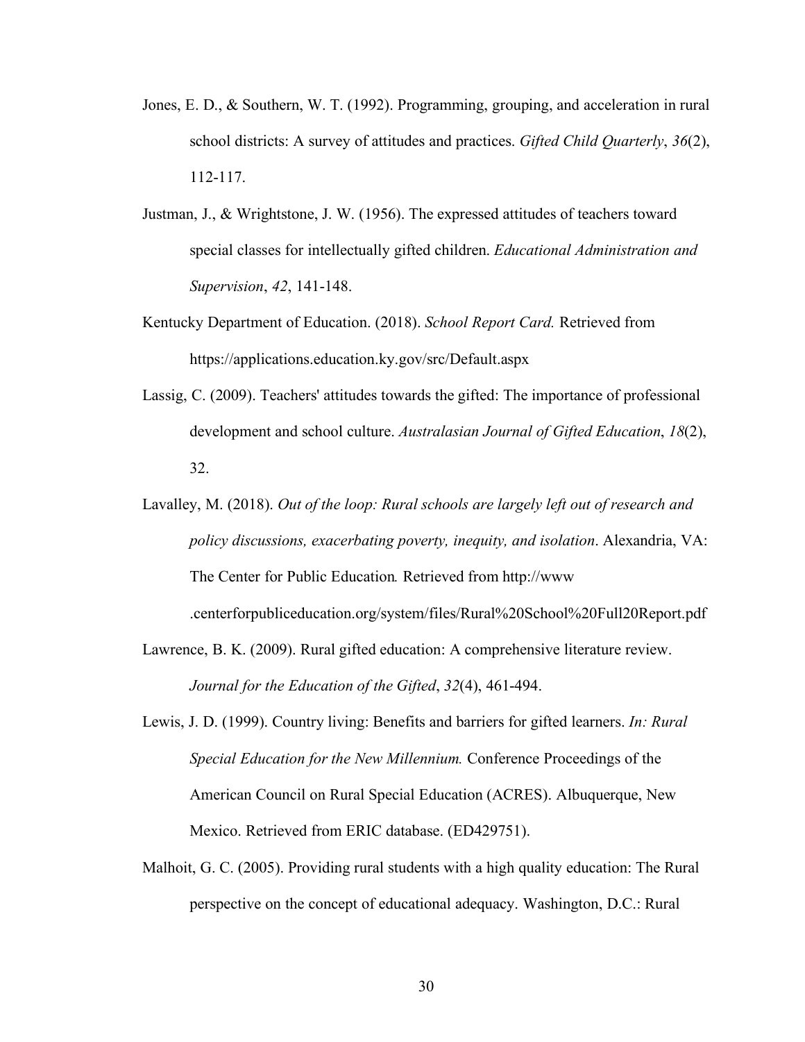Jones, E. D., & Southern, W. T. (1992). Programming, grouping, and acceleration in rural school districts: A survey of attitudes and practices. *Gifted Child Quarterly*, *36*(2), 112-117.

Justman, J., & Wrightstone, J. W. (1956). The expressed attitudes of teachers toward special classes for intellectually gifted children. *Educational Administration and Supervision*, *42*, 141-148.

Kentucky Department of Education. (2018). *School Report Card.* Retrieved from https://applications.education.ky.gov/src/Default.aspx

Lassig, C. (2009). Teachers' attitudes towards the gifted: The importance of professional development and school culture. *Australasian Journal of Gifted Education*, *18*(2), 32.

Lavalley, M. (2018). *Out of the loop: Rural schools are largely left out of research and policy discussions, exacerbating poverty, inequity, and isolation*. Alexandria, VA: The Center for Public Education*.* Retrieved from http://www .centerforpubliceducation.org/system/files/Rural%20School%20Full20Report.pdf

Lawrence, B. K. (2009). Rural gifted education: A comprehensive literature review. *Journal for the Education of the Gifted*, *32*(4), 461-494.

Lewis, J. D. (1999). Country living: Benefits and barriers for gifted learners. *In: Rural Special Education for the New Millennium.* Conference Proceedings of the American Council on Rural Special Education (ACRES). Albuquerque, New Mexico. Retrieved from ERIC database. (ED429751).

Malhoit, G. C. (2005). Providing rural students with a high quality education: The Rural perspective on the concept of educational adequacy. Washington, D.C.: Rural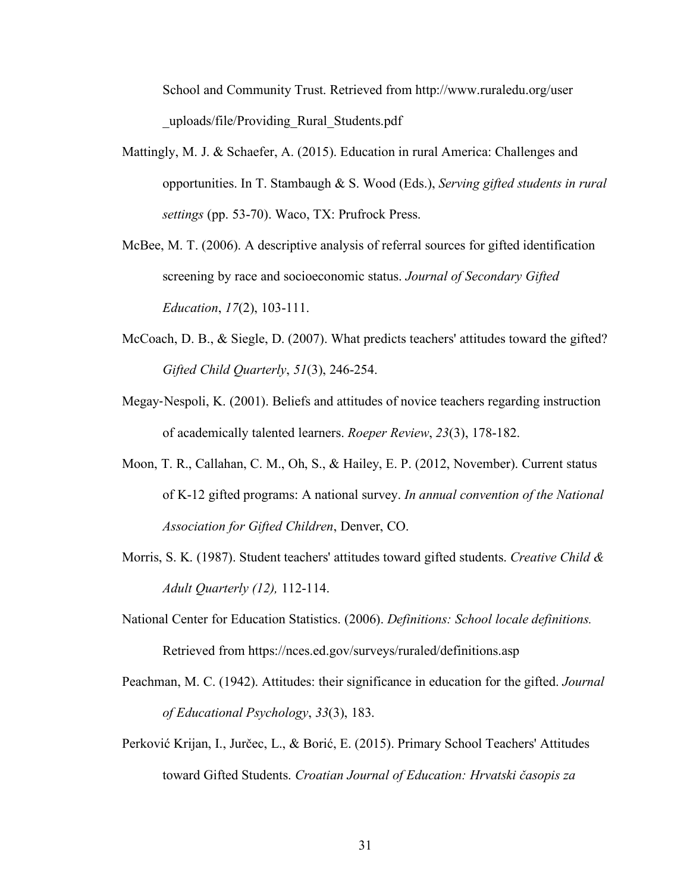School and Community Trust. Retrieved from http://www.ruraledu.org/user _uploads/file/Providing_Rural_Students.pdf

Mattingly, M. J. & Schaefer, A. (2015). Education in rural America: Challenges and opportunities. In T. Stambaugh & S. Wood (Eds.), *Serving gifted students in rural settings* (pp. 53-70). Waco, TX: Prufrock Press.

McBee, M. T. (2006). A descriptive analysis of referral sources for gifted identification screening by race and socioeconomic status. *Journal of Secondary Gifted Education*, *17*(2), 103-111.

McCoach, D. B., & Siegle, D. (2007). What predicts teachers' attitudes toward the gifted? *Gifted Child Quarterly*, *51*(3), 246-254.

Megay‐Nespoli, K. (2001). Beliefs and attitudes of novice teachers regarding instruction of academically talented learners. *Roeper Review*, *23*(3), 178-182.

Moon, T. R., Callahan, C. M., Oh, S., & Hailey, E. P. (2012, November). Current status of K-12 gifted programs: A national survey. *In annual convention of the National Association for Gifted Children*, Denver, CO.

Morris, S. K. (1987). Student teachers' attitudes toward gifted students. *Creative Child & Adult Quarterly (12),* 112-114.

National Center for Education Statistics. (2006). *Definitions: School locale definitions.* Retrieved from https://nces.ed.gov/surveys/ruraled/definitions.asp

Peachman, M. C. (1942). Attitudes: their significance in education for the gifted. *Journal of Educational Psychology*, *33*(3), 183.

Perković Krijan, I., Jurčec, L., & Borić, E. (2015). Primary School Teachers' Attitudes toward Gifted Students. *Croatian Journal of Education: Hrvatski časopis za*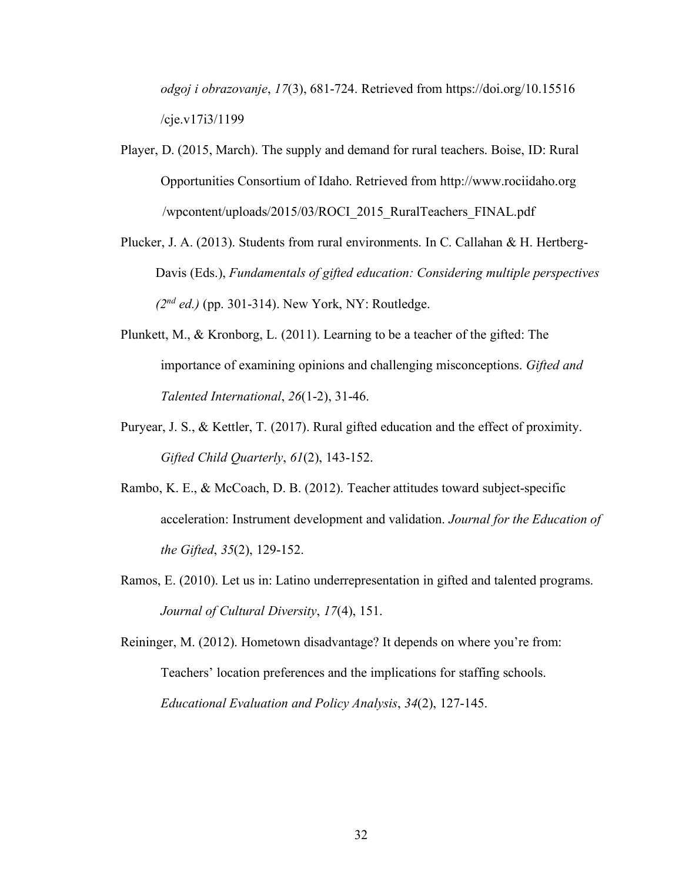*odgoj i obrazovanje*, *17*(3), 681-724. Retrieved from https://doi.org/10.15516/cje.v17i3/1199

Player, D. (2015, March). The supply and demand for rural teachers. Boise, ID: Rural Opportunities Consortium of Idaho. Retrieved from http://www.rociidaho.org/wpcontent/uploads/2015/03/ROCI_2015_RuralTeachers_FINAL.pdf

Plucker, J. A. (2013). Students from rural environments. In C. Callahan & H. Hertberg-Davis (Eds.), *Fundamentals of gifted education: Considering multiple perspectives (2nd ed.)* (pp. 301-314). New York, NY: Routledge.

Plunkett, M., & Kronborg, L. (2011). Learning to be a teacher of the gifted: The importance of examining opinions and challenging misconceptions. *Gifted and Talented International*, *26*(1-2), 31-46.

Puryear, J. S., & Kettler, T. (2017). Rural gifted education and the effect of proximity. *Gifted Child Quarterly*, *61*(2), 143-152.

Rambo, K. E., & McCoach, D. B. (2012). Teacher attitudes toward subject-specific acceleration: Instrument development and validation. *Journal for the Education of the Gifted*, *35*(2), 129-152.

Ramos, E. (2010). Let us in: Latino underrepresentation in gifted and talented programs. *Journal of Cultural Diversity*, *17*(4), 151.

Reininger, M. (2012). Hometown disadvantage? It depends on where you're from: Teachers' location preferences and the implications for staffing schools. *Educational Evaluation and Policy Analysis*, *34*(2), 127-145.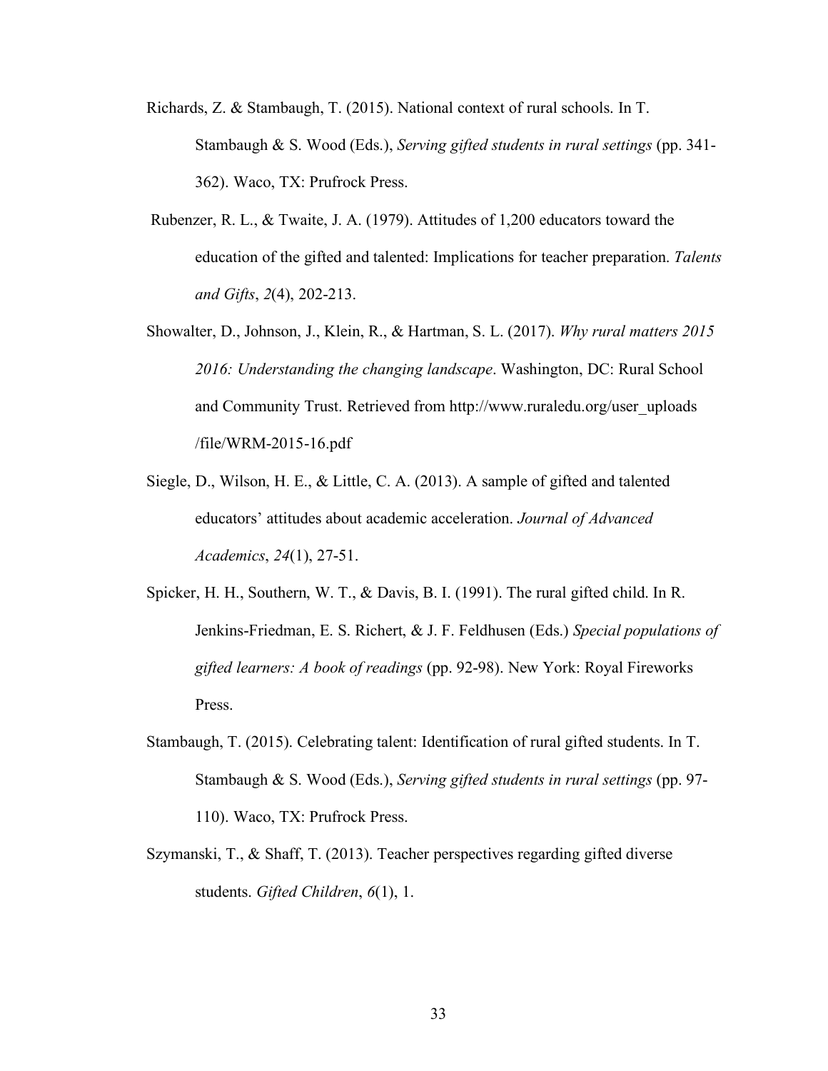Richards, Z. & Stambaugh, T. (2015). National context of rural schools. In T. Stambaugh & S. Wood (Eds.), *Serving gifted students in rural settings* (pp. 341-362). Waco, TX: Prufrock Press.

Rubenzer, R. L., & Twaite, J. A. (1979). Attitudes of 1,200 educators toward the education of the gifted and talented: Implications for teacher preparation. *Talents and Gifts*, *2*(4), 202-213.

Showalter, D., Johnson, J., Klein, R., & Hartman, S. L. (2017). *Why rural matters 2015 2016: Understanding the changing landscape*. Washington, DC: Rural School and Community Trust. Retrieved from http://www.ruraledu.org/user_uploads /file/WRM-2015-16.pdf

Siegle, D., Wilson, H. E., & Little, C. A. (2013). A sample of gifted and talented educators' attitudes about academic acceleration. *Journal of Advanced Academics*, *24*(1), 27-51.

Spicker, H. H., Southern, W. T., & Davis, B. I. (1991). The rural gifted child. In R. Jenkins-Friedman, E. S. Richert, & J. F. Feldhusen (Eds.) *Special populations of gifted learners: A book of readings* (pp. 92-98). New York: Royal Fireworks Press.

Stambaugh, T. (2015). Celebrating talent: Identification of rural gifted students. In T. Stambaugh & S. Wood (Eds.), *Serving gifted students in rural settings* (pp. 97-110). Waco, TX: Prufrock Press.

Szymanski, T., & Shaff, T. (2013). Teacher perspectives regarding gifted diverse students. *Gifted Children*, *6*(1), 1.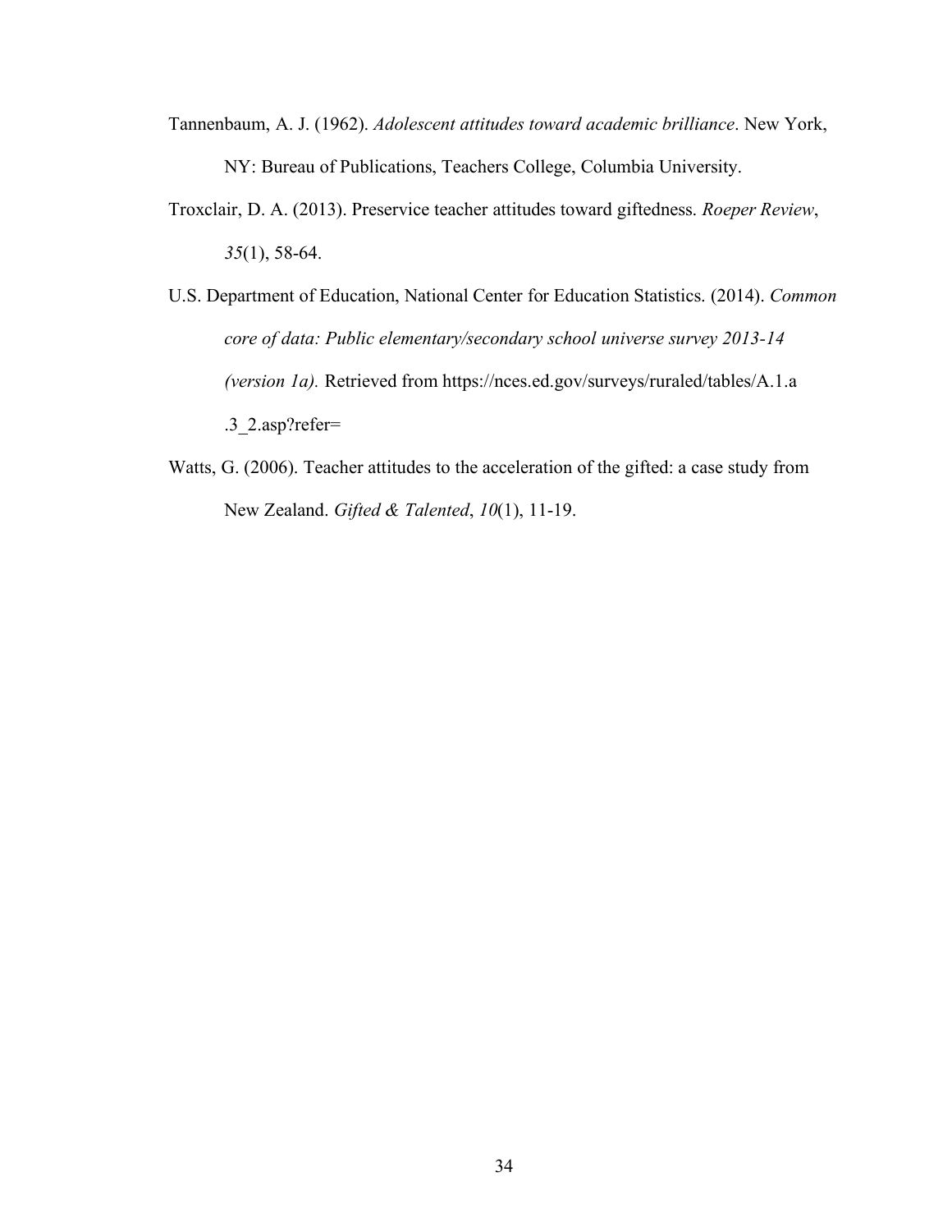Tannenbaum, A. J. (1962). *Adolescent attitudes toward academic brilliance*. New York, NY: Bureau of Publications, Teachers College, Columbia University.

Troxclair, D. A. (2013). Preservice teacher attitudes toward giftedness. *Roeper Review*, *35*(1), 58-64.

U.S. Department of Education, National Center for Education Statistics. (2014). *Common core of data: Public elementary/secondary school universe survey 2013-14 (version 1a).* Retrieved from https://nces.ed.gov/surveys/ruraled/tables/A.1.a.3_2.asp?refer=

Watts, G. (2006). Teacher attitudes to the acceleration of the gifted: a case study from New Zealand. *Gifted & Talented*, *10*(1), 11-19.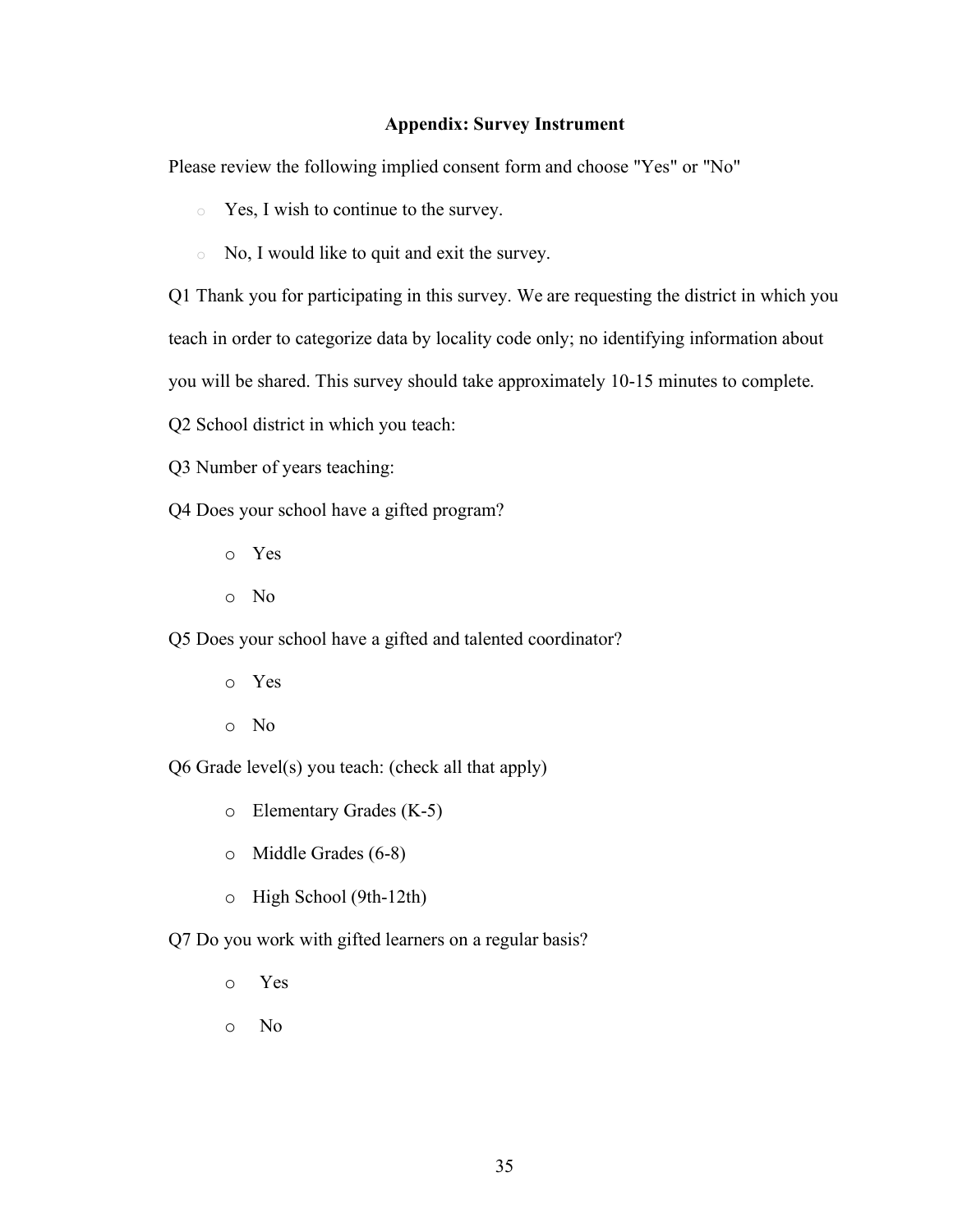## Appendix: Survey Instrument

Please review the following implied consent form and choose "Yes" or "No"

- Yes, I wish to continue to the survey.
- No, I would like to quit and exit the survey.

Q1 Thank you for participating in this survey. We are requesting the district in which you teach in order to categorize data by locality code only; no identifying information about you will be shared. This survey should take approximately 10-15 minutes to complete.

Q2 School district in which you teach:

Q3 Number of years teaching:

Q4 Does your school have a gifted program?

- Yes
- No

Q5 Does your school have a gifted and talented coordinator?

- Yes
- No

Q6 Grade level(s) you teach: (check all that apply)

- Elementary Grades (K-5)
- Middle Grades (6-8)
- High School (9th-12th)

Q7 Do you work with gifted learners on a regular basis?

- Yes
- No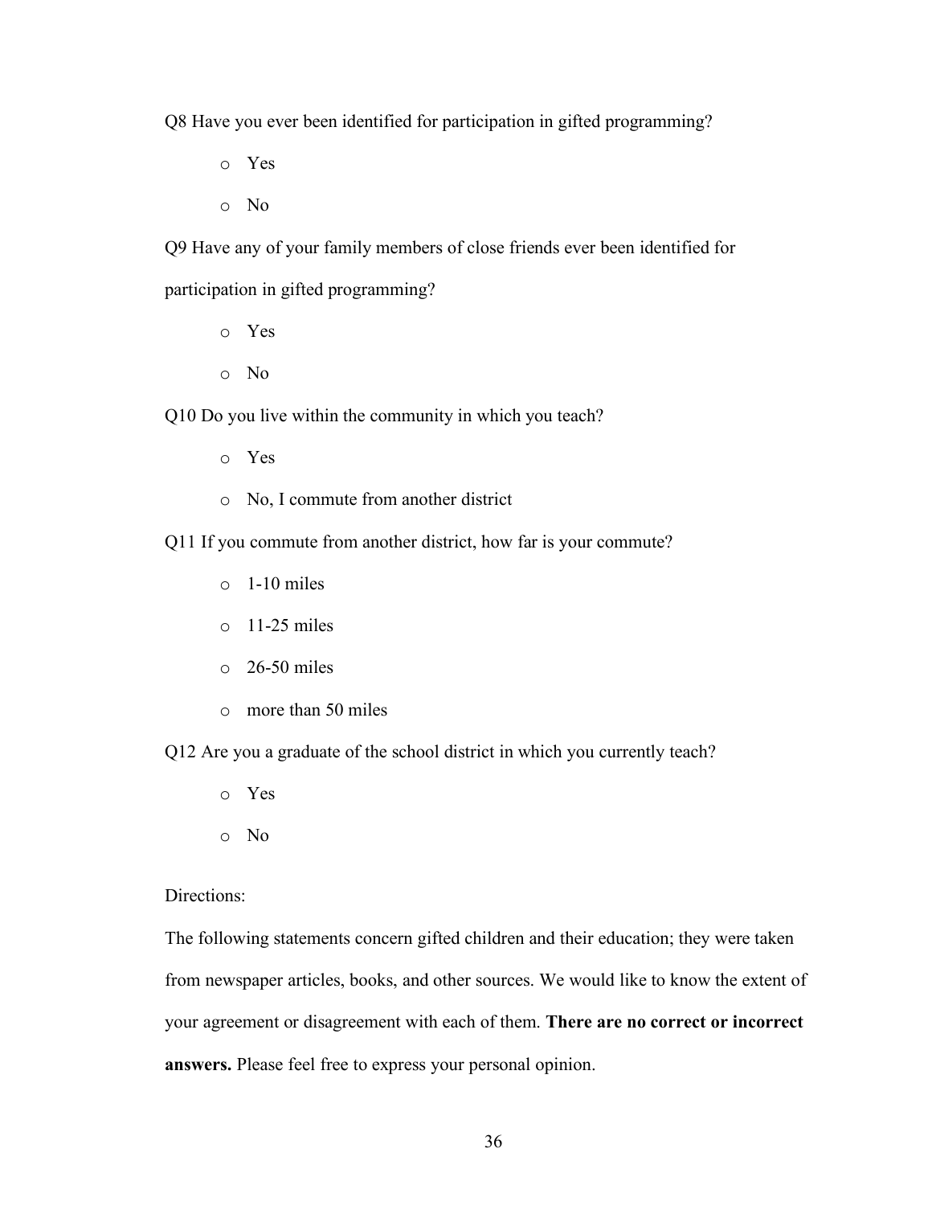Q8 Have you ever been identified for participation in gifted programming?

- Yes
- No

Q9 Have any of your family members of close friends ever been identified for participation in gifted programming?

- Yes
- No

Q10 Do you live within the community in which you teach?

- Yes
- No, I commute from another district

Q11 If you commute from another district, how far is your commute?

- 1-10 miles
- 11-25 miles
- 26-50 miles
- more than 50 miles

Q12 Are you a graduate of the school district in which you currently teach?

- Yes
- No

Directions:

The following statements concern gifted children and their education; they were taken from newspaper articles, books, and other sources. We would like to know the extent of your agreement or disagreement with each of them. **There are no correct or incorrect answers.** Please feel free to express your personal opinion.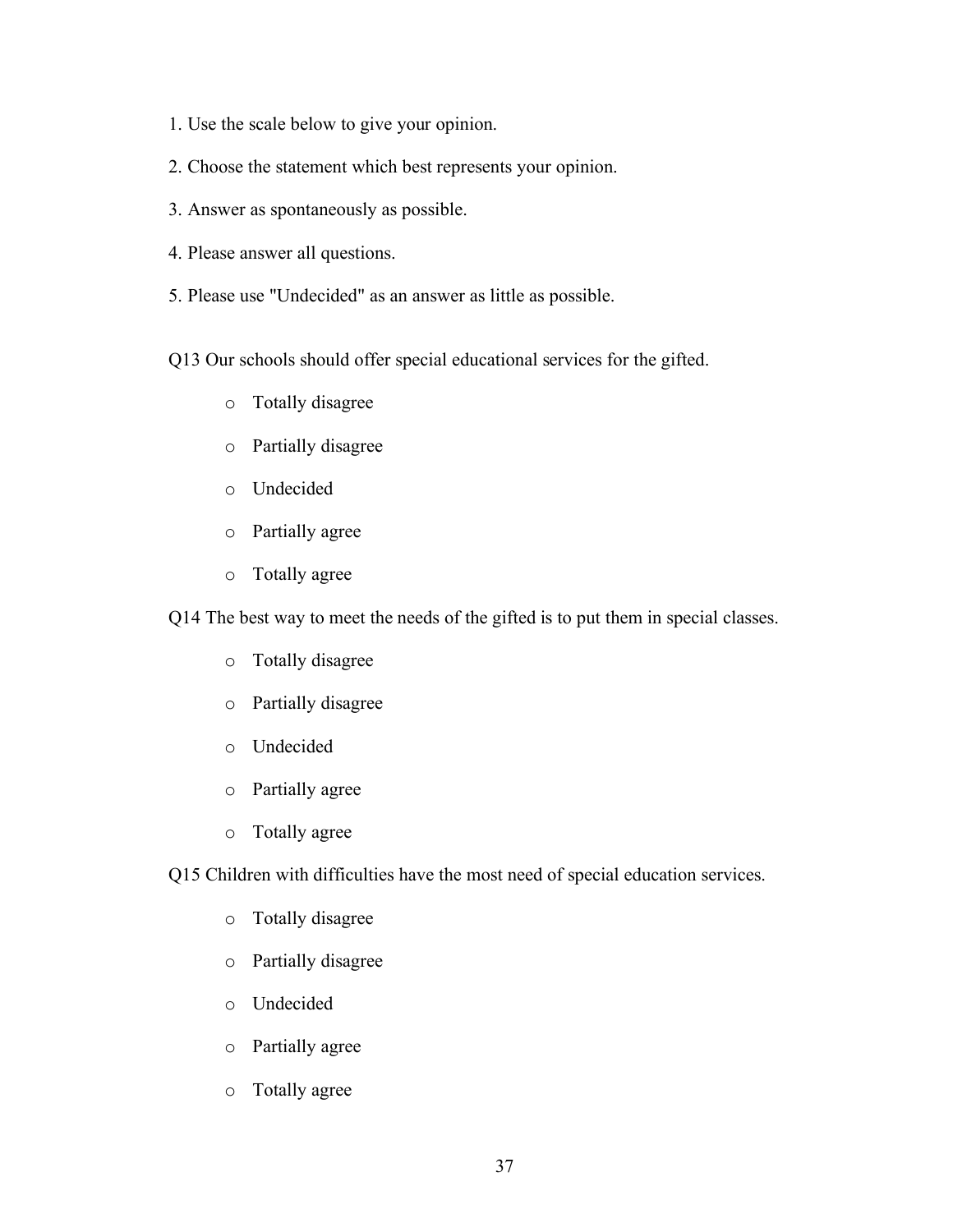1. Use the scale below to give your opinion.

2. Choose the statement which best represents your opinion.

3. Answer as spontaneously as possible.

4. Please answer all questions.

5. Please use "Undecided" as an answer as little as possible.

Q13 Our schools should offer special educational services for the gifted.

- Totally disagree
- Partially disagree
- Undecided
- Partially agree
- Totally agree

Q14 The best way to meet the needs of the gifted is to put them in special classes.

- Totally disagree
- Partially disagree
- Undecided
- Partially agree
- Totally agree

Q15 Children with difficulties have the most need of special education services.

- Totally disagree
- Partially disagree
- Undecided
- Partially agree
- Totally agree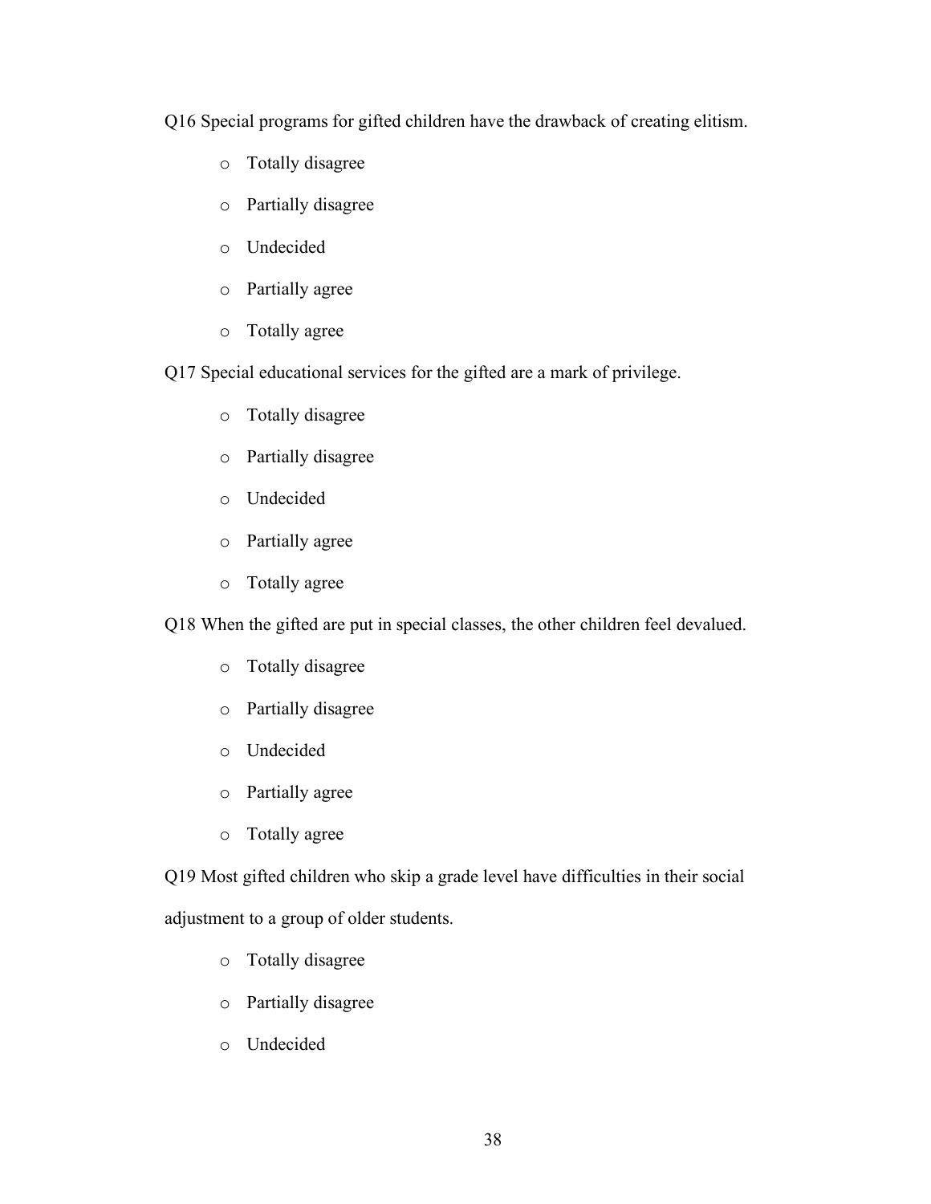Q16 Special programs for gifted children have the drawback of creating elitism.

- Totally disagree
- Partially disagree
- Undecided
- Partially agree
- Totally agree

Q17 Special educational services for the gifted are a mark of privilege.

- Totally disagree
- Partially disagree
- Undecided
- Partially agree
- Totally agree

Q18 When the gifted are put in special classes, the other children feel devalued.

- Totally disagree
- Partially disagree
- Undecided
- Partially agree
- Totally agree

Q19 Most gifted children who skip a grade level have difficulties in their social adjustment to a group of older students.

- Totally disagree
- Partially disagree
- Undecided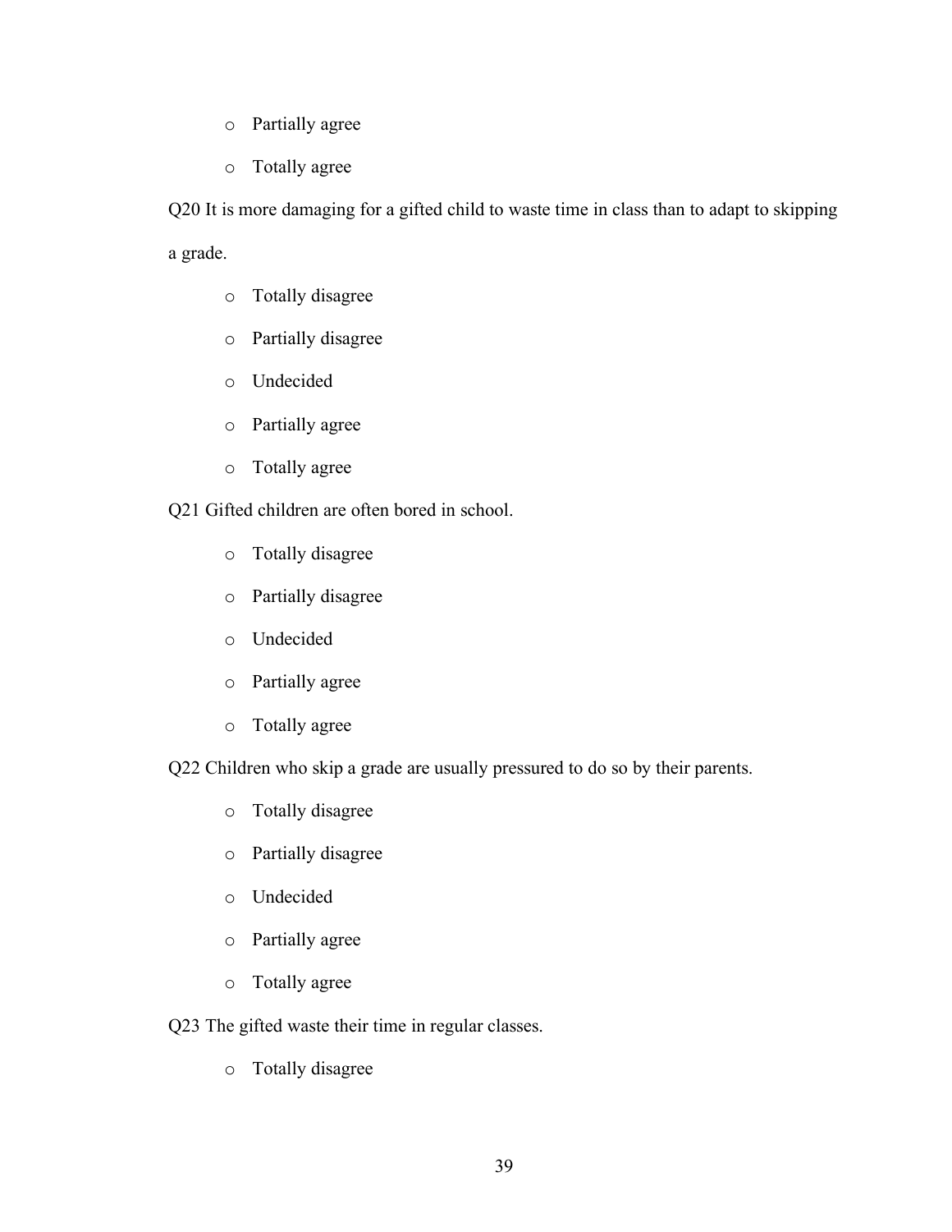- Partially agree
- Totally agree

Q20 It is more damaging for a gifted child to waste time in class than to adapt to skipping a grade.

- Totally disagree
- Partially disagree
- Undecided
- Partially agree
- Totally agree

Q21 Gifted children are often bored in school.

- Totally disagree
- Partially disagree
- Undecided
- Partially agree
- Totally agree

Q22 Children who skip a grade are usually pressured to do so by their parents.

- Totally disagree
- Partially disagree
- Undecided
- Partially agree
- Totally agree

Q23 The gifted waste their time in regular classes.

- Totally disagree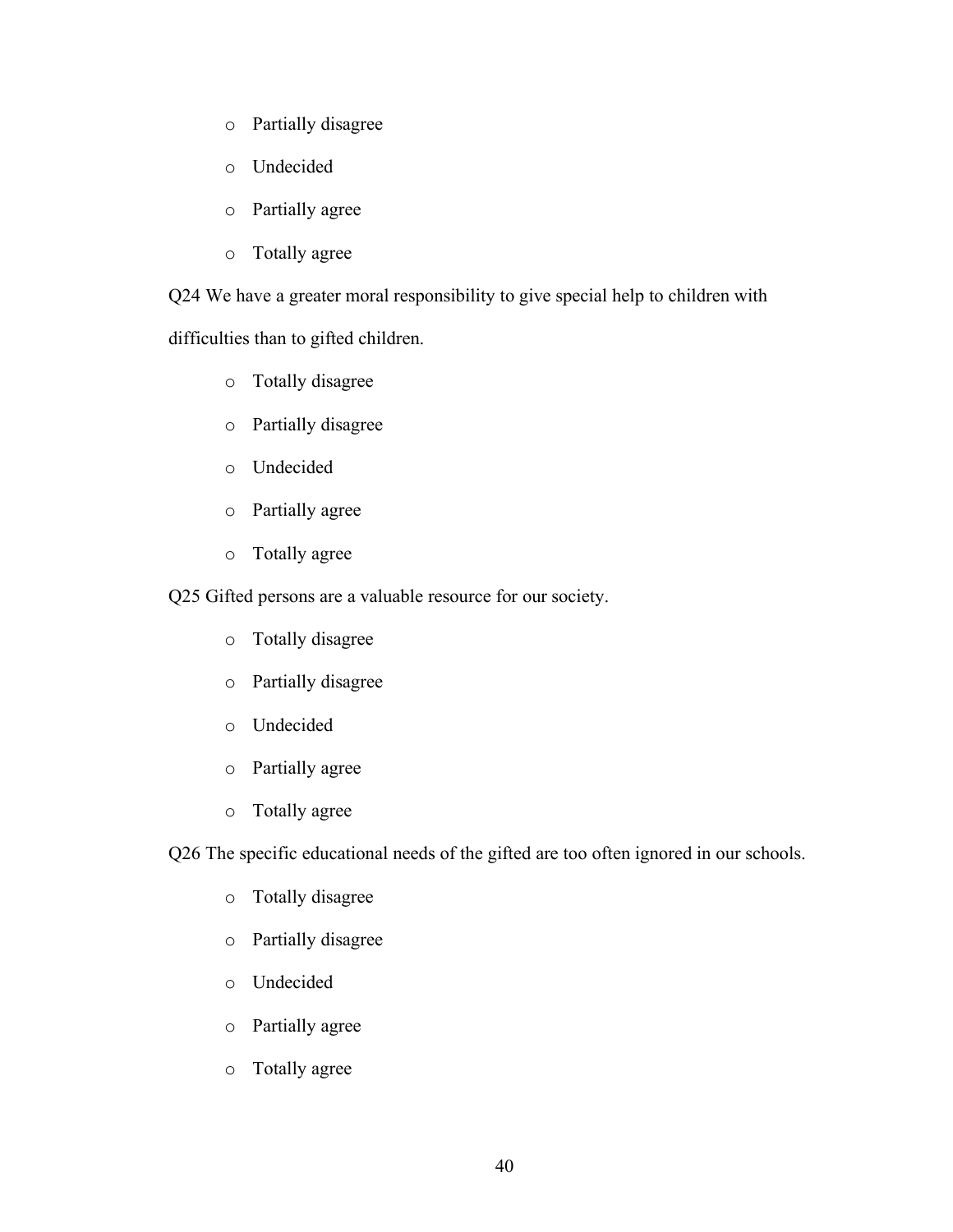- Partially disagree
- Undecided
- Partially agree
- Totally agree

Q24 We have a greater moral responsibility to give special help to children with difficulties than to gifted children.

- Totally disagree
- Partially disagree
- Undecided
- Partially agree
- Totally agree

Q25 Gifted persons are a valuable resource for our society.

- Totally disagree
- Partially disagree
- Undecided
- Partially agree
- Totally agree

Q26 The specific educational needs of the gifted are too often ignored in our schools.

- Totally disagree
- Partially disagree
- Undecided
- Partially agree
- Totally agree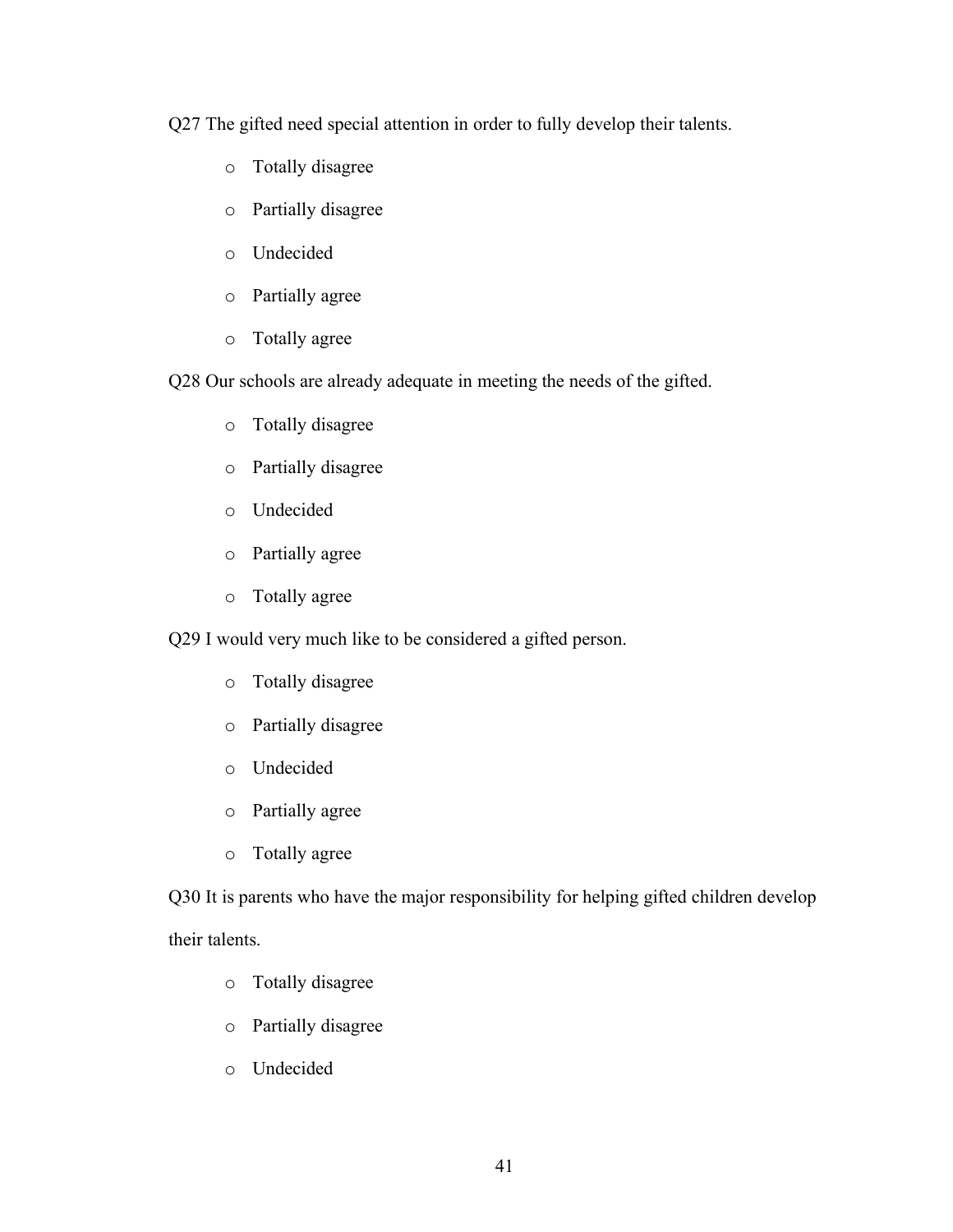Q27 The gifted need special attention in order to fully develop their talents.

- Totally disagree
- Partially disagree
- Undecided
- Partially agree
- Totally agree

Q28 Our schools are already adequate in meeting the needs of the gifted.

- Totally disagree
- Partially disagree
- Undecided
- Partially agree
- Totally agree

Q29 I would very much like to be considered a gifted person.

- Totally disagree
- Partially disagree
- Undecided
- Partially agree
- Totally agree

Q30 It is parents who have the major responsibility for helping gifted children develop their talents.

- Totally disagree
- Partially disagree
- Undecided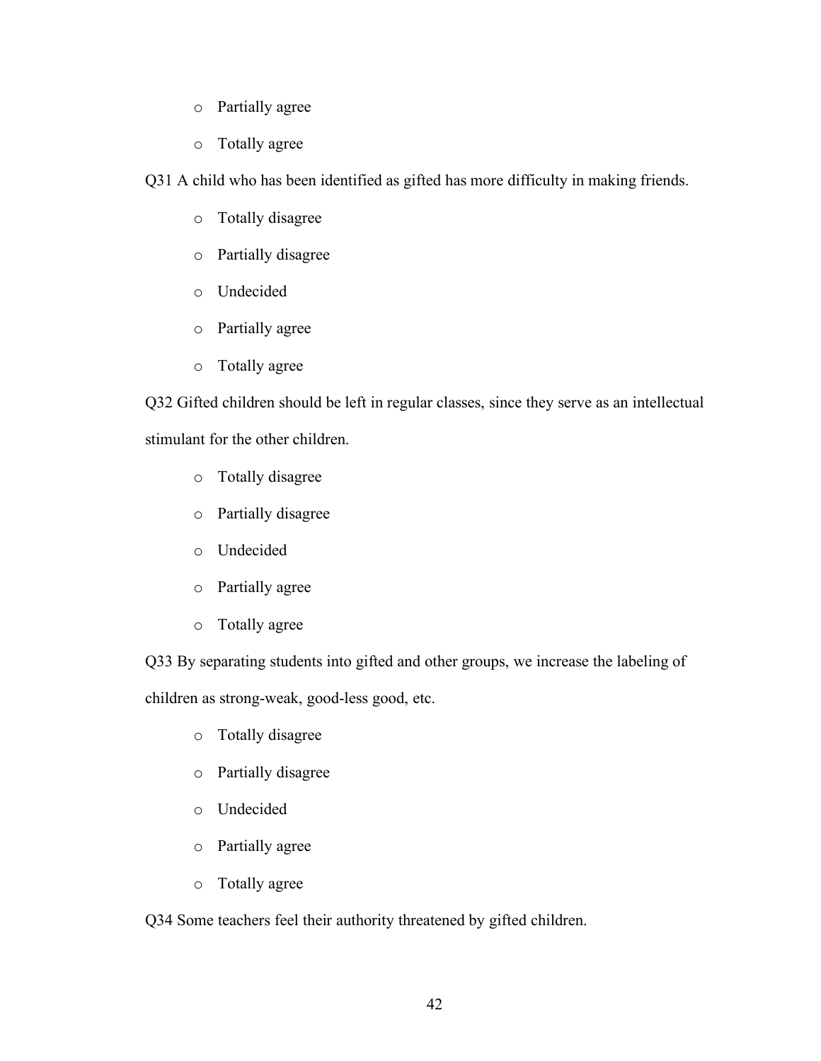- Partially agree
- Totally agree

Q31 A child who has been identified as gifted has more difficulty in making friends.

- Totally disagree
- Partially disagree
- Undecided
- Partially agree
- Totally agree

Q32 Gifted children should be left in regular classes, since they serve as an intellectual stimulant for the other children.

- Totally disagree
- Partially disagree
- Undecided
- Partially agree
- Totally agree

Q33 By separating students into gifted and other groups, we increase the labeling of children as strong-weak, good-less good, etc.

- Totally disagree
- Partially disagree
- Undecided
- Partially agree
- Totally agree

Q34 Some teachers feel their authority threatened by gifted children.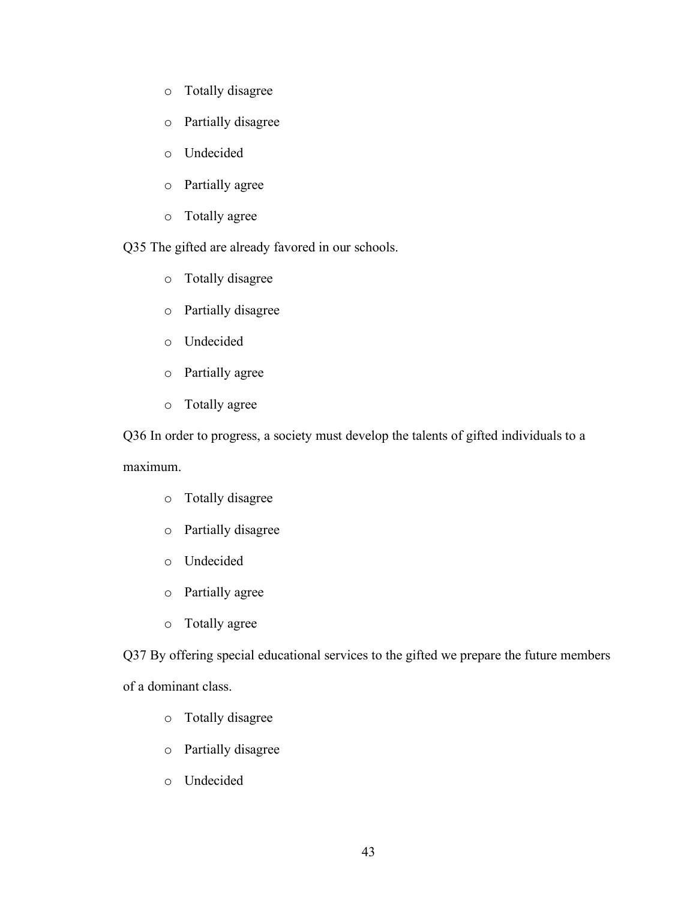- Totally disagree
- Partially disagree
- Undecided
- Partially agree
- Totally agree

Q35 The gifted are already favored in our schools.

- Totally disagree
- Partially disagree
- Undecided
- Partially agree
- Totally agree

Q36 In order to progress, a society must develop the talents of gifted individuals to a maximum.

- Totally disagree
- Partially disagree
- Undecided
- Partially agree
- Totally agree

Q37 By offering special educational services to the gifted we prepare the future members of a dominant class.

- Totally disagree
- Partially disagree
- Undecided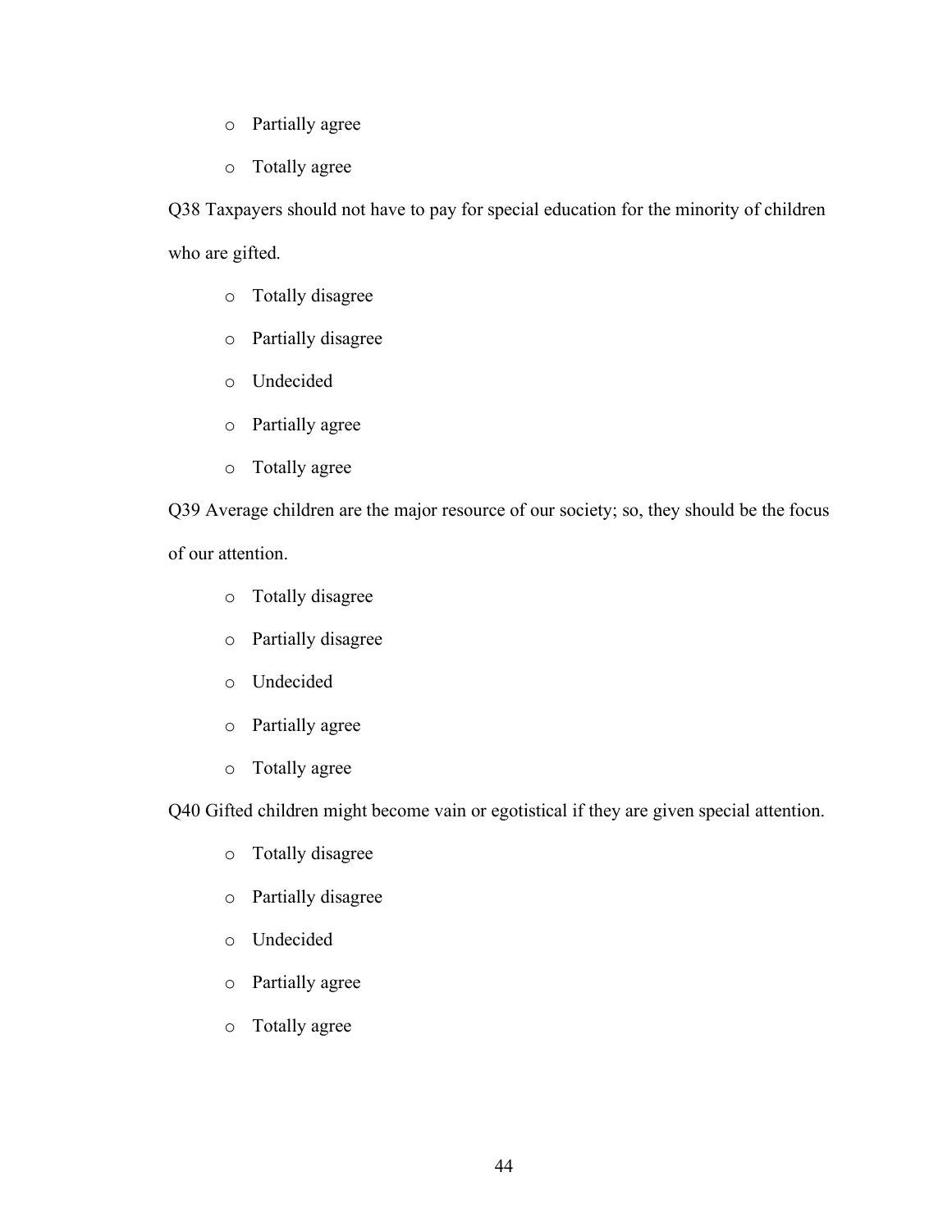- Partially agree
- Totally agree

Q38 Taxpayers should not have to pay for special education for the minority of children who are gifted.

- Totally disagree
- Partially disagree
- Undecided
- Partially agree
- Totally agree

Q39 Average children are the major resource of our society; so, they should be the focus of our attention.

- Totally disagree
- Partially disagree
- Undecided
- Partially agree
- Totally agree

Q40 Gifted children might become vain or egotistical if they are given special attention.

- Totally disagree
- Partially disagree
- Undecided
- Partially agree
- Totally agree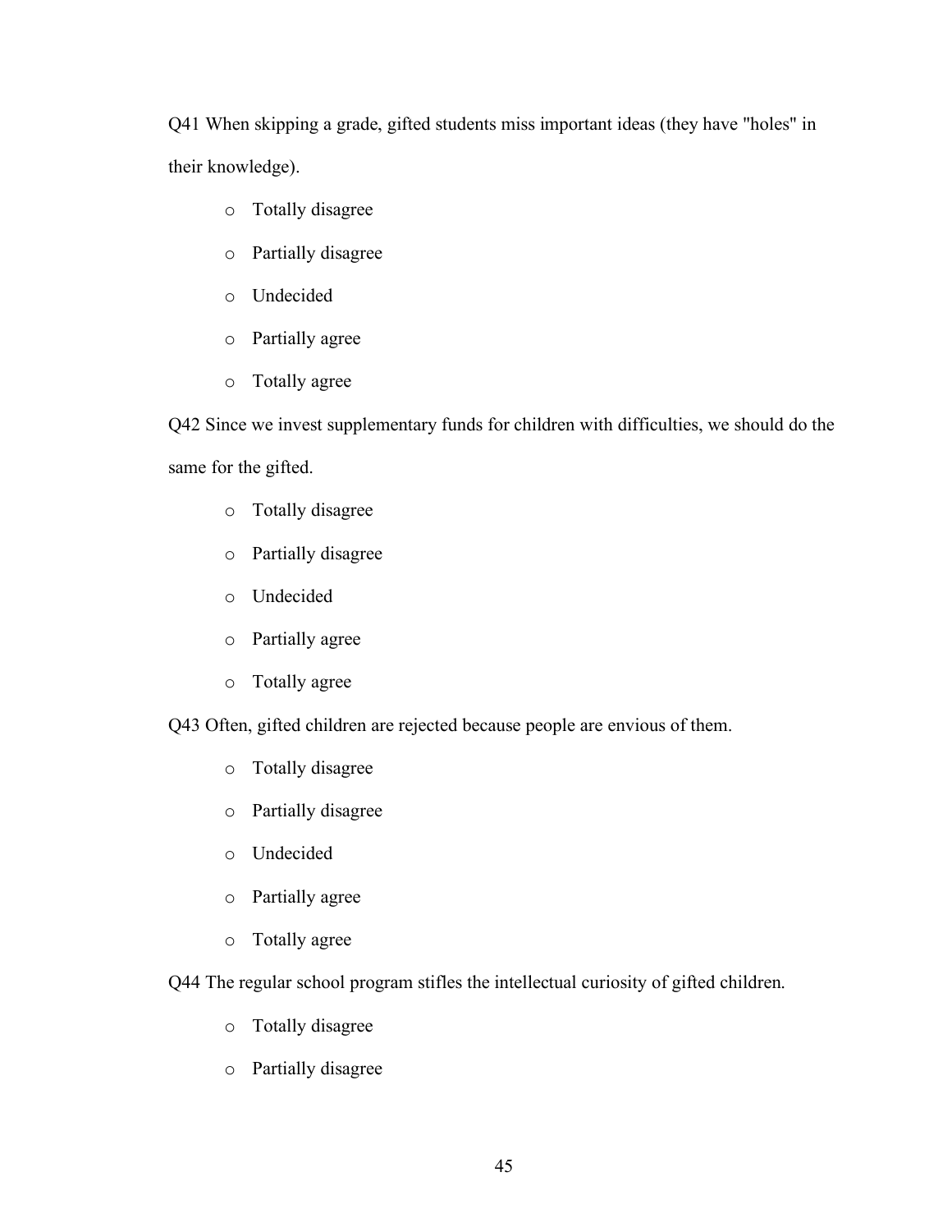Q41 When skipping a grade, gifted students miss important ideas (they have "holes" in their knowledge).

- Totally disagree
- Partially disagree
- Undecided
- Partially agree
- Totally agree

Q42 Since we invest supplementary funds for children with difficulties, we should do the same for the gifted.

- Totally disagree
- Partially disagree
- Undecided
- Partially agree
- Totally agree

Q43 Often, gifted children are rejected because people are envious of them.

- Totally disagree
- Partially disagree
- Undecided
- Partially agree
- Totally agree

Q44 The regular school program stifles the intellectual curiosity of gifted children.

- Totally disagree
- Partially disagree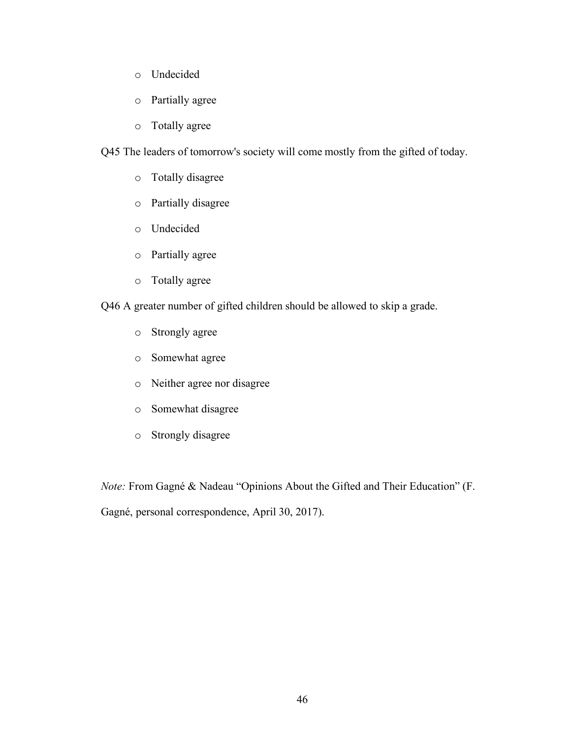- Undecided
- Partially agree
- Totally agree

Q45 The leaders of tomorrow's society will come mostly from the gifted of today.

- Totally disagree
- Partially disagree
- Undecided
- Partially agree
- Totally agree

Q46 A greater number of gifted children should be allowed to skip a grade.

- Strongly agree
- Somewhat agree
- Neither agree nor disagree
- Somewhat disagree
- Strongly disagree

*Note:* From Gagné & Nadeau "Opinions About the Gifted and Their Education" (F. Gagné, personal correspondence, April 30, 2017).